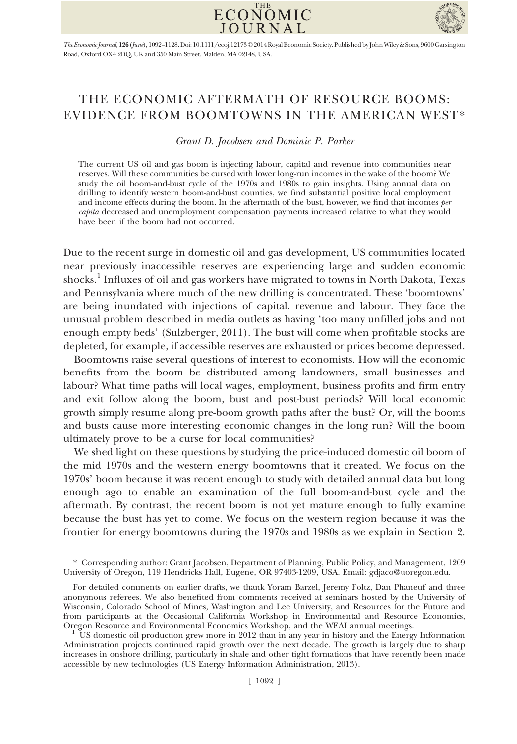# THE ECONOMIC AFTERMATH OF RESOURCE BOOMS: EVIDENCE FROM BOOMTOWNS IN THE AMERICAN WEST*

*Grant D. Jacobsen and Dominic P. Parker*

The current US oil and gas boom is injecting labour, capital and revenue into communities near reserves. Will these communities be cursed with lower long-run incomes in the wake of the boom? We study the oil boom-and-bust cycle of the 1970s and 1980s to gain insights. Using annual data on drilling to identify western boom-and-bust counties, we find substantial positive local employment and income effects during the boom. In the aftermath of the bust, however, we find that incomes *per capita* decreased and unemployment compensation payments increased relative to what they would have been if the boom had not occurred.

Due to the recent surge in domestic oil and gas development, US communities located near previously inaccessible reserves are experiencing large and sudden economic shocks.[1] Influxes of oil and gas workers have migrated to towns in North Dakota, Texas and Pennsylvania where much of the new drilling is concentrated. These 'boomtowns' are being inundated with injections of capital, revenue and labour. They face the unusual problem described in media outlets as having 'too many unfilled jobs and not enough empty beds' (Sulzberger, 2011). The bust will come when profitable stocks are depleted, for example, if accessible reserves are exhausted or prices become depressed.

Boomtowns raise several questions of interest to economists. How will the economic benefits from the boom be distributed among landowners, small businesses and labour? What time paths will local wages, employment, business profits and firm entry and exit follow along the boom, bust and post-bust periods? Will local economic growth simply resume along pre-boom growth paths after the bust? Or, will the booms and busts cause more interesting economic changes in the long run? Will the boom ultimately prove to be a curse for local communities?

We shed light on these questions by studying the price-induced domestic oil boom of the mid 1970s and the western energy boomtowns that it created. We focus on the 1970s' boom because it was recent enough to study with detailed annual data but long enough ago to enable an examination of the full boom-and-bust cycle and the aftermath. By contrast, the recent boom is not yet mature enough to fully examine because the bust has yet to come. We focus on the western region because it was the frontier for energy boomtowns during the 1970s and 1980s as we explain in Section 2.

\* Corresponding author: Grant Jacobsen, Department of Planning, Public Policy, and Management, 1209 University of Oregon, 119 Hendricks Hall, Eugene, OR 97403-1209, USA. Email: gdjaco@uoregon.edu.

For detailed comments on earlier drafts, we thank Yoram Barzel, Jeremy Foltz, Dan Phaneuf and three anonymous referees. We also benefited from comments received at seminars hosted by the University of Wisconsin, Colorado School of Mines, Washington and Lee University, and Resources for the Future and from participants at the Occasional California Workshop in Environmental and Resource Economics, Oregon Resource and Environmental Economics Workshop, and the WEAI annual meetings.

[1] US domestic oil production grew more in 2012 than in any year in history and the Energy Information Administration projects continued rapid growth over the next decade. The growth is largely due to sharp increases in onshore drilling, particularly in shale and other tight formations that have recently been made accessible by new technologies (US Energy Information Administration, 2013).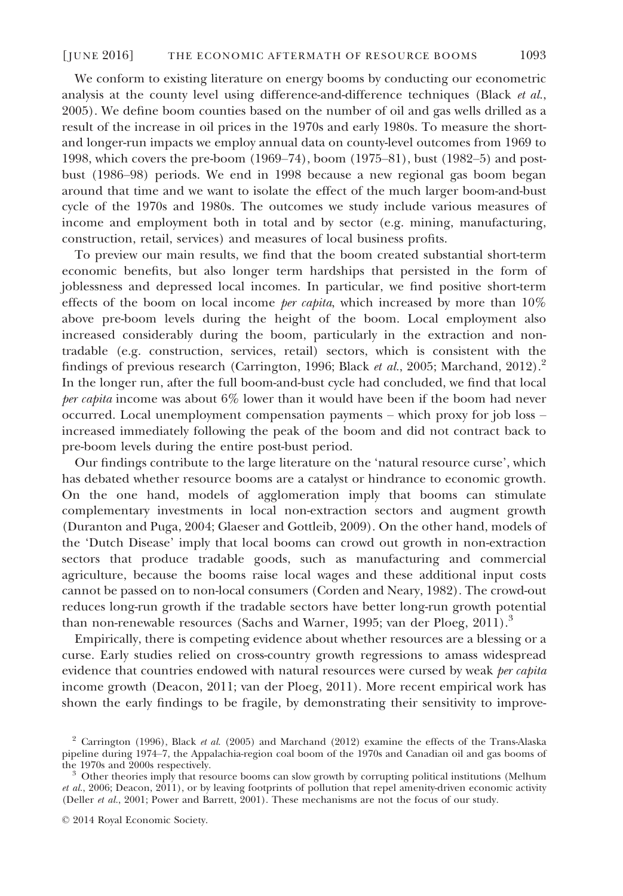We conform to existing literature on energy booms by conducting our econometric analysis at the county level using difference-and-difference techniques (Black *et al.*, 2005). We define boom counties based on the number of oil and gas wells drilled as a result of the increase in oil prices in the 1970s and early 1980s. To measure the short- and longer-run impacts we employ annual data on county-level outcomes from 1969 to 1998, which covers the pre-boom (1969–74), boom (1975–81), bust (1982–5) and post-bust (1986–98) periods. We end in 1998 because a new regional gas boom began around that time and we want to isolate the effect of the much larger boom-and-bust cycle of the 1970s and 1980s. The outcomes we study include various measures of income and employment both in total and by sector (e.g. mining, manufacturing, construction, retail, services) and measures of local business profits.

To preview our main results, we find that the boom created substantial short-term economic benefits, but also longer term hardships that persisted in the form of joblessness and depressed local incomes. In particular, we find positive short-term effects of the boom on local income *per capita*, which increased by more than 10% above pre-boom levels during the height of the boom. Local employment also increased considerably during the boom, particularly in the extraction and non-tradable (e.g. construction, services, retail) sectors, which is consistent with the findings of previous research (Carrington, 1996; Black *et al.*, 2005; Marchand, 2012).[2] In the longer run, after the full boom-and-bust cycle had concluded, we find that local *per capita* income was about 6% lower than it would have been if the boom had never occurred. Local unemployment compensation payments – which proxy for job loss – increased immediately following the peak of the boom and did not contract back to pre-boom levels during the entire post-bust period.

Our findings contribute to the large literature on the 'natural resource curse', which has debated whether resource booms are a catalyst or hindrance to economic growth. On the one hand, models of agglomeration imply that booms can stimulate complementary investments in local non-extraction sectors and augment growth (Duranton and Puga, 2004; Glaeser and Gottleib, 2009). On the other hand, models of the 'Dutch Disease' imply that local booms can crowd out growth in non-extraction sectors that produce tradable goods, such as manufacturing and commercial agriculture, because the booms raise local wages and these additional input costs cannot be passed on to non-local consumers (Corden and Neary, 1982). The crowd-out reduces long-run growth if the tradable sectors have better long-run growth potential than non-renewable resources (Sachs and Warner, 1995; van der Ploeg, 2011).[3]

Empirically, there is competing evidence about whether resources are a blessing or a curse. Early studies relied on cross-country growth regressions to amass widespread evidence that countries endowed with natural resources were cursed by weak *per capita* income growth (Deacon, 2011; van der Ploeg, 2011). More recent empirical work has shown the early findings to be fragile, by demonstrating their sensitivity to improve-

[2] Carrington (1996), Black *et al.* (2005) and Marchand (2012) examine the effects of the Trans-Alaska pipeline during 1974–7, the Appalachia-region coal boom of the 1970s and Canadian oil and gas booms of the 1970s and 2000s respectively.

[3] Other theories imply that resource booms can slow growth by corrupting political institutions (Melhum *et al.*, 2006; Deacon, 2011), or by leaving footprints of pollution that repel amenity-driven economic activity (Deller *et al.*, 2001; Power and Barrett, 2001). These mechanisms are not the focus of our study.

© 2014 Royal Economic Society.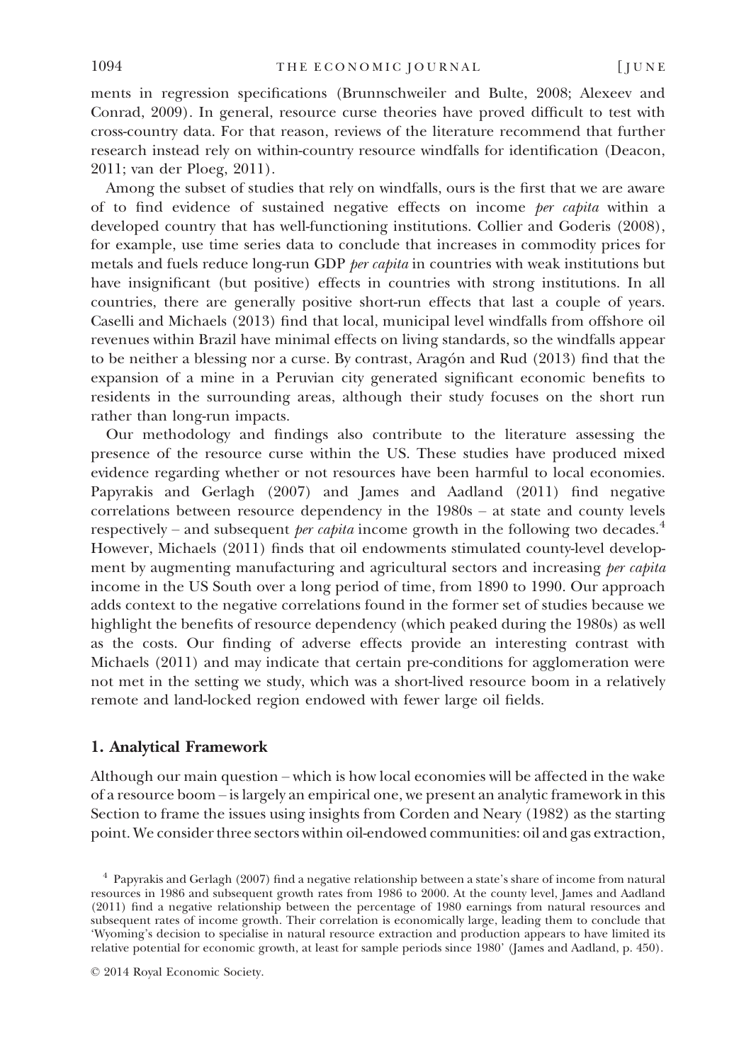ments in regression specifications (Brunnschweiler and Bulte, 2008; Alexeev and Conrad, 2009). In general, resource curse theories have proved difficult to test with cross-country data. For that reason, reviews of the literature recommend that further research instead rely on within-country resource windfalls for identification (Deacon, 2011; van der Ploeg, 2011).

Among the subset of studies that rely on windfalls, ours is the first that we are aware of to find evidence of sustained negative effects on income *per capita* within a developed country that has well-functioning institutions. Collier and Goderis (2008), for example, use time series data to conclude that increases in commodity prices for metals and fuels reduce long-run GDP *per capita* in countries with weak institutions but have insignificant (but positive) effects in countries with strong institutions. In all countries, there are generally positive short-run effects that last a couple of years. Caselli and Michaels (2013) find that local, municipal level windfalls from offshore oil revenues within Brazil have minimal effects on living standards, so the windfalls appear to be neither a blessing nor a curse. By contrast, Aragón and Rud (2013) find that the expansion of a mine in a Peruvian city generated significant economic benefits to residents in the surrounding areas, although their study focuses on the short run rather than long-run impacts.

Our methodology and findings also contribute to the literature assessing the presence of the resource curse within the US. These studies have produced mixed evidence regarding whether or not resources have been harmful to local economies. Papyrakis and Gerlagh (2007) and James and Aadland (2011) find negative correlations between resource dependency in the 1980s – at state and county levels respectively – and subsequent *per capita* income growth in the following two decades.[4] However, Michaels (2011) finds that oil endowments stimulated county-level development by augmenting manufacturing and agricultural sectors and increasing *per capita* income in the US South over a long period of time, from 1890 to 1990. Our approach adds context to the negative correlations found in the former set of studies because we highlight the benefits of resource dependency (which peaked during the 1980s) as well as the costs. Our finding of adverse effects provide an interesting contrast with Michaels (2011) and may indicate that certain pre-conditions for agglomeration were not met in the setting we study, which was a short-lived resource boom in a relatively remote and land-locked region endowed with fewer large oil fields.

## 1. Analytical Framework

Although our main question – which is how local economies will be affected in the wake of a resource boom – is largely an empirical one, we present an analytic framework in this Section to frame the issues using insights from Corden and Neary (1982) as the starting point. We consider three sectors within oil-endowed communities: oil and gas extraction,

[4] Papyrakis and Gerlagh (2007) find a negative relationship between a state's share of income from natural resources in 1986 and subsequent growth rates from 1986 to 2000. At the county level, James and Aadland (2011) find a negative relationship between the percentage of 1980 earnings from natural resources and subsequent rates of income growth. Their correlation is economically large, leading them to conclude that 'Wyoming's decision to specialise in natural resource extraction and production appears to have limited its relative potential for economic growth, at least for sample periods since 1980' (James and Aadland, p. 450).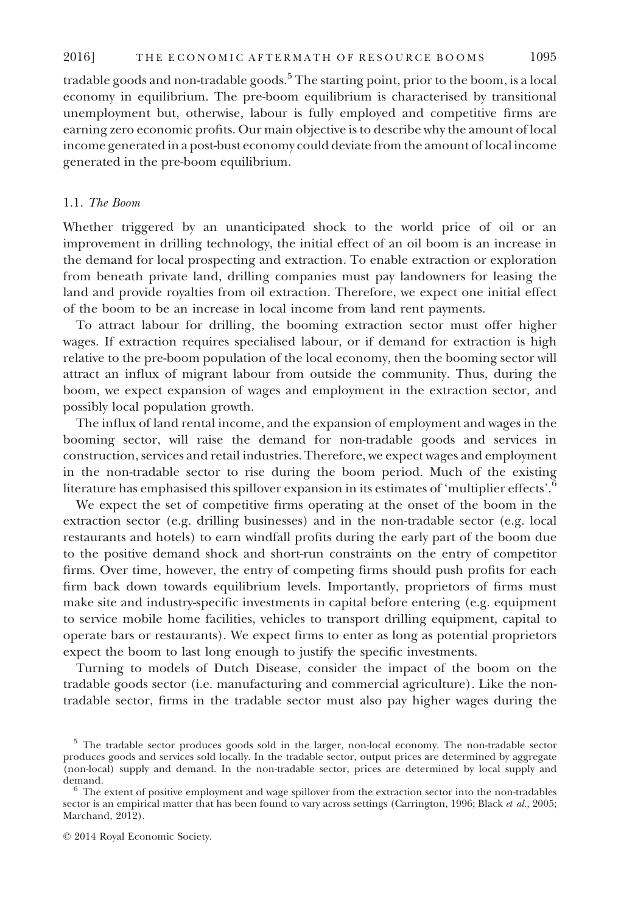tradable goods and non-tradable goods.[5] The starting point, prior to the boom, is a local economy in equilibrium. The pre-boom equilibrium is characterised by transitional unemployment but, otherwise, labour is fully employed and competitive firms are earning zero economic profits. Our main objective is to describe why the amount of local income generated in a post-bust economy could deviate from the amount of local income generated in the pre-boom equilibrium.

### 1.1. *The Boom*

Whether triggered by an unanticipated shock to the world price of oil or an improvement in drilling technology, the initial effect of an oil boom is an increase in the demand for local prospecting and extraction. To enable extraction or exploration from beneath private land, drilling companies must pay landowners for leasing the land and provide royalties from oil extraction. Therefore, we expect one initial effect of the boom to be an increase in local income from land rent payments.

To attract labour for drilling, the booming extraction sector must offer higher wages. If extraction requires specialised labour, or if demand for extraction is high relative to the pre-boom population of the local economy, then the booming sector will attract an influx of migrant labour from outside the community. Thus, during the boom, we expect expansion of wages and employment in the extraction sector, and possibly local population growth.

The influx of land rental income, and the expansion of employment and wages in the booming sector, will raise the demand for non-tradable goods and services in construction, services and retail industries. Therefore, we expect wages and employment in the non-tradable sector to rise during the boom period. Much of the existing literature has emphasised this spillover expansion in its estimates of 'multiplier effects'.[6]

We expect the set of competitive firms operating at the onset of the boom in the extraction sector (e.g. drilling businesses) and in the non-tradable sector (e.g. local restaurants and hotels) to earn windfall profits during the early part of the boom due to the positive demand shock and short-run constraints on the entry of competitor firms. Over time, however, the entry of competing firms should push profits for each firm back down towards equilibrium levels. Importantly, proprietors of firms must make site and industry-specific investments in capital before entering (e.g. equipment to service mobile home facilities, vehicles to transport drilling equipment, capital to operate bars or restaurants). We expect firms to enter as long as potential proprietors expect the boom to last long enough to justify the specific investments.

Turning to models of Dutch Disease, consider the impact of the boom on the tradable goods sector (i.e. manufacturing and commercial agriculture). Like the non-tradable sector, firms in the tradable sector must also pay higher wages during the

[5] The tradable sector produces goods sold in the larger, non-local economy. The non-tradable sector produces goods and services sold locally. In the tradable sector, output prices are determined by aggregate (non-local) supply and demand. In the non-tradable sector, prices are determined by local supply and demand.

[6] The extent of positive employment and wage spillover from the extraction sector into the non-tradables sector is an empirical matter that has been found to vary across settings (Carrington, 1996; Black *et al.*, 2005; Marchand, 2012).

© 2014 Royal Economic Society.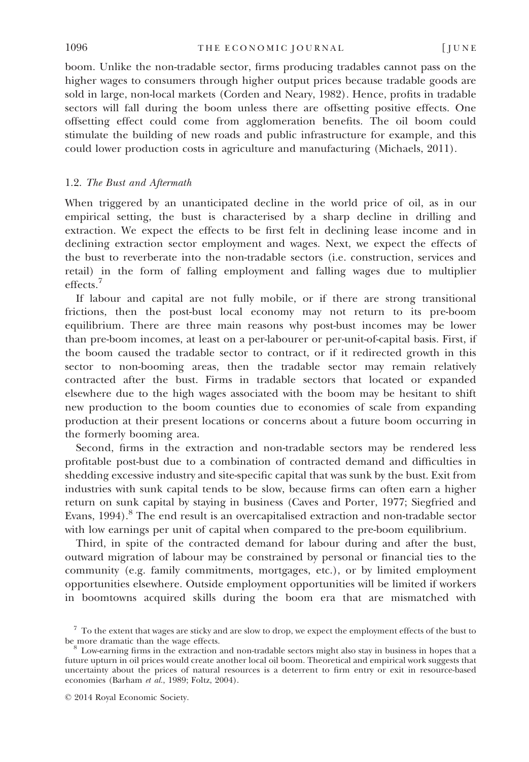boom. Unlike the non-tradable sector, firms producing tradables cannot pass on the higher wages to consumers through higher output prices because tradable goods are sold in large, non-local markets (Corden and Neary, 1982). Hence, profits in tradable sectors will fall during the boom unless there are offsetting positive effects. One offsetting effect could come from agglomeration benefits. The oil boom could stimulate the building of new roads and public infrastructure for example, and this could lower production costs in agriculture and manufacturing (Michaels, 2011).

### 1.2. *The Bust and Aftermath*

When triggered by an unanticipated decline in the world price of oil, as in our empirical setting, the bust is characterised by a sharp decline in drilling and extraction. We expect the effects to be first felt in declining lease income and in declining extraction sector employment and wages. Next, we expect the effects of the bust to reverberate into the non-tradable sectors (i.e. construction, services and retail) in the form of falling employment and falling wages due to multiplier effects.[7]

If labour and capital are not fully mobile, or if there are strong transitional frictions, then the post-bust local economy may not return to its pre-boom equilibrium. There are three main reasons why post-bust incomes may be lower than pre-boom incomes, at least on a per-labourer or per-unit-of-capital basis. First, if the boom caused the tradable sector to contract, or if it redirected growth in this sector to non-booming areas, then the tradable sector may remain relatively contracted after the bust. Firms in tradable sectors that located or expanded elsewhere due to the high wages associated with the boom may be hesitant to shift new production to the boom counties due to economies of scale from expanding production at their present locations or concerns about a future boom occurring in the formerly booming area.

Second, firms in the extraction and non-tradable sectors may be rendered less profitable post-bust due to a combination of contracted demand and difficulties in shedding excessive industry and site-specific capital that was sunk by the bust. Exit from industries with sunk capital tends to be slow, because firms can often earn a higher return on sunk capital by staying in business (Caves and Porter, 1977; Siegfried and Evans, 1994).[8] The end result is an overcapitalised extraction and non-tradable sector with low earnings per unit of capital when compared to the pre-boom equilibrium.

Third, in spite of the contracted demand for labour during and after the bust, outward migration of labour may be constrained by personal or financial ties to the community (e.g. family commitments, mortgages, etc.), or by limited employment opportunities elsewhere. Outside employment opportunities will be limited if workers in boomtowns acquired skills during the boom era that are mismatched with

[7] To the extent that wages are sticky and are slow to drop, we expect the employment effects of the bust to be more dramatic than the wage effects.

[8] Low-earning firms in the extraction and non-tradable sectors might also stay in business in hopes that a future upturn in oil prices would create another local oil boom. Theoretical and empirical work suggests that uncertainty about the prices of natural resources is a deterrent to firm entry or exit in resource-based economies (Barham *et al.*, 1989; Foltz, 2004).

© 2014 Royal Economic Society.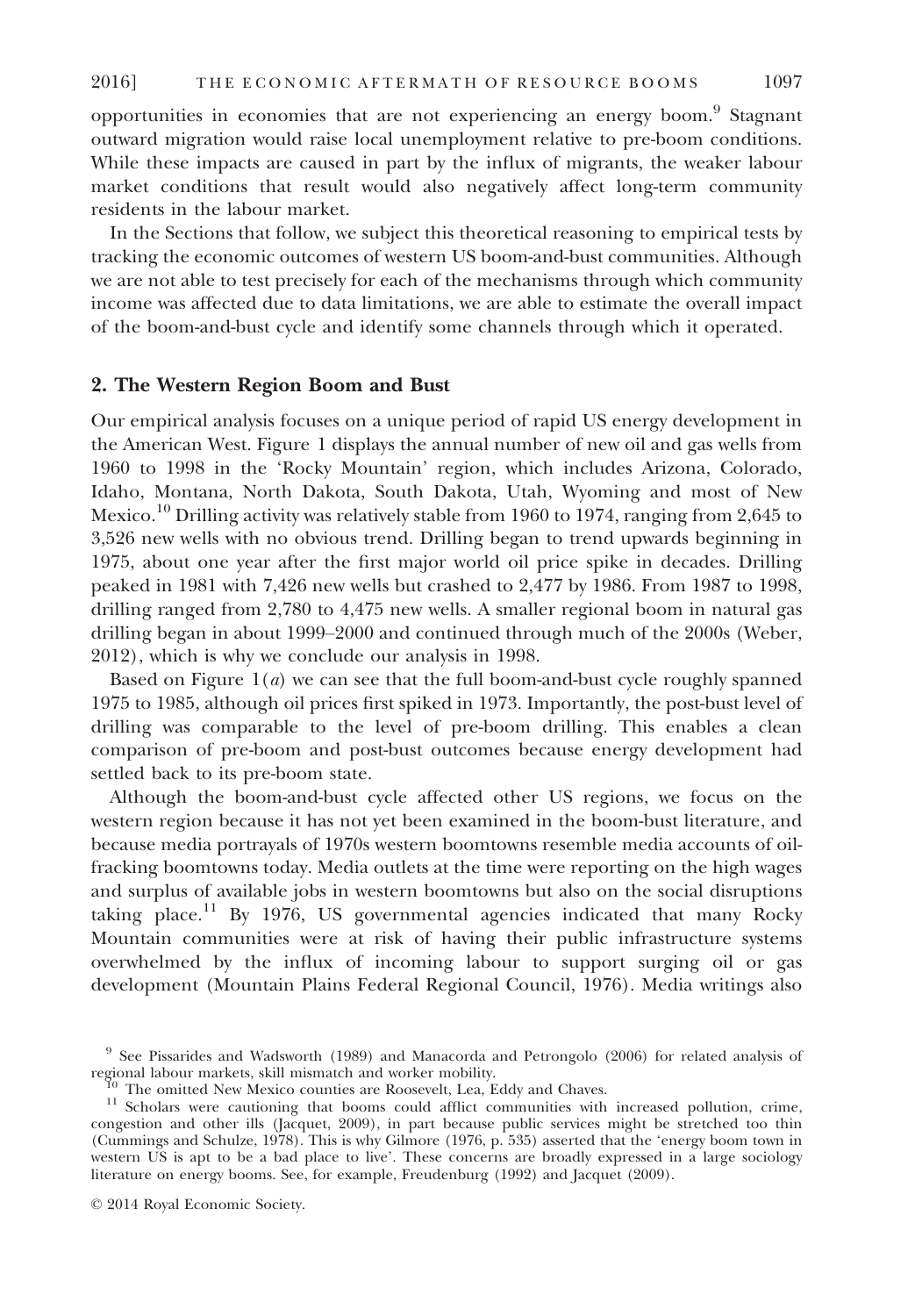opportunities in economies that are not experiencing an energy boom.[9] Stagnant outward migration would raise local unemployment relative to pre-boom conditions. While these impacts are caused in part by the influx of migrants, the weaker labour market conditions that result would also negatively affect long-term community residents in the labour market.

In the Sections that follow, we subject this theoretical reasoning to empirical tests by tracking the economic outcomes of western US boom-and-bust communities. Although we are not able to test precisely for each of the mechanisms through which community income was affected due to data limitations, we are able to estimate the overall impact of the boom-and-bust cycle and identify some channels through which it operated.

## 2. The Western Region Boom and Bust

Our empirical analysis focuses on a unique period of rapid US energy development in the American West. Figure 1 displays the annual number of new oil and gas wells from 1960 to 1998 in the 'Rocky Mountain' region, which includes Arizona, Colorado, Idaho, Montana, North Dakota, South Dakota, Utah, Wyoming and most of New Mexico.[10] Drilling activity was relatively stable from 1960 to 1974, ranging from 2,645 to 3,526 new wells with no obvious trend. Drilling began to trend upwards beginning in 1975, about one year after the first major world oil price spike in decades. Drilling peaked in 1981 with 7,426 new wells but crashed to 2,477 by 1986. From 1987 to 1998, drilling ranged from 2,780 to 4,475 new wells. A smaller regional boom in natural gas drilling began in about 1999–2000 and continued through much of the 2000s (Weber, 2012), which is why we conclude our analysis in 1998.

Based on Figure 1(*a*) we can see that the full boom-and-bust cycle roughly spanned 1975 to 1985, although oil prices first spiked in 1973. Importantly, the post-bust level of drilling was comparable to the level of pre-boom drilling. This enables a clean comparison of pre-boom and post-bust outcomes because energy development had settled back to its pre-boom state.

Although the boom-and-bust cycle affected other US regions, we focus on the western region because it has not yet been examined in the boom-bust literature, and because media portrayals of 1970s western boomtowns resemble media accounts of oil-fracking boomtowns today. Media outlets at the time were reporting on the high wages and surplus of available jobs in western boomtowns but also on the social disruptions taking place.[11] By 1976, US governmental agencies indicated that many Rocky Mountain communities were at risk of having their public infrastructure systems overwhelmed by the influx of incoming labour to support surging oil or gas development (Mountain Plains Federal Regional Council, 1976). Media writings also

[9] See Pissarides and Wadsworth (1989) and Manacorda and Petrongolo (2006) for related analysis of regional labour markets, skill mismatch and worker mobility.

[10] The omitted New Mexico counties are Roosevelt, Lea, Eddy and Chaves.

[11] Scholars were cautioning that booms could afflict communities with increased pollution, crime, congestion and other ills (Jacquet, 2009), in part because public services might be stretched too thin (Cummings and Schulze, 1978). This is why Gilmore (1976, p. 535) asserted that the 'energy boom town in western US is apt to be a bad place to live'. These concerns are broadly expressed in a large sociology literature on energy booms. See, for example, Freudenburg (1992) and Jacquet (2009).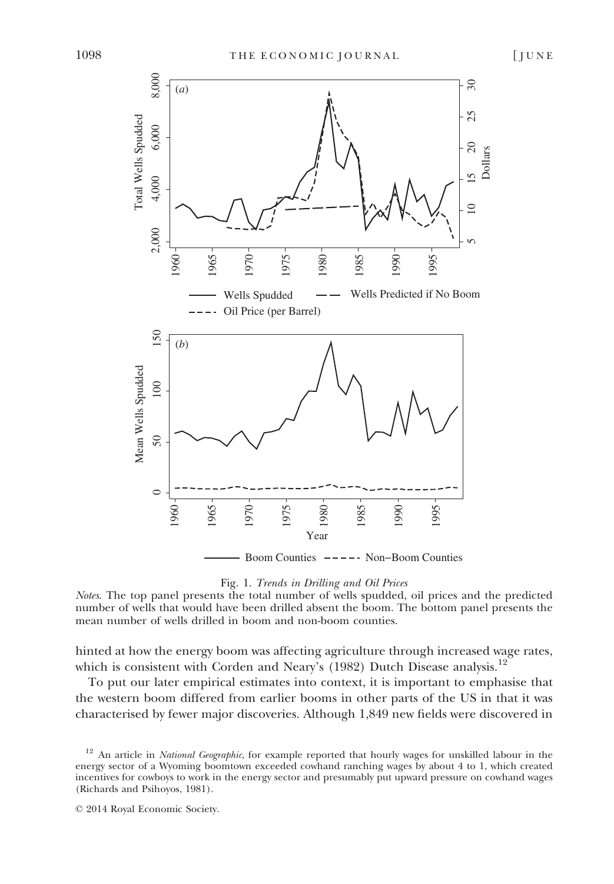Fig. 1. *Trends in Drilling and Oil Prices*

*Notes*. The top panel presents the total number of wells spudded, oil prices and the predicted number of wells that would have been drilled absent the boom. The bottom panel presents the mean number of wells drilled in boom and non-boom counties.

hinted at how the energy boom was affecting agriculture through increased wage rates, which is consistent with Corden and Neary's (1982) Dutch Disease analysis.[12]

To put our later empirical estimates into context, it is important to emphasise that the western boom differed from earlier booms in other parts of the US in that it was characterised by fewer major discoveries. Although 1,849 new fields were discovered in

[12] An article in *National Geographic*, for example reported that hourly wages for unskilled labour in the energy sector of a Wyoming boomtown exceeded cowhand ranching wages by about 4 to 1, which created incentives for cowboys to work in the energy sector and presumably put upward pressure on cowhand wages (Richards and Psihoyos, 1981).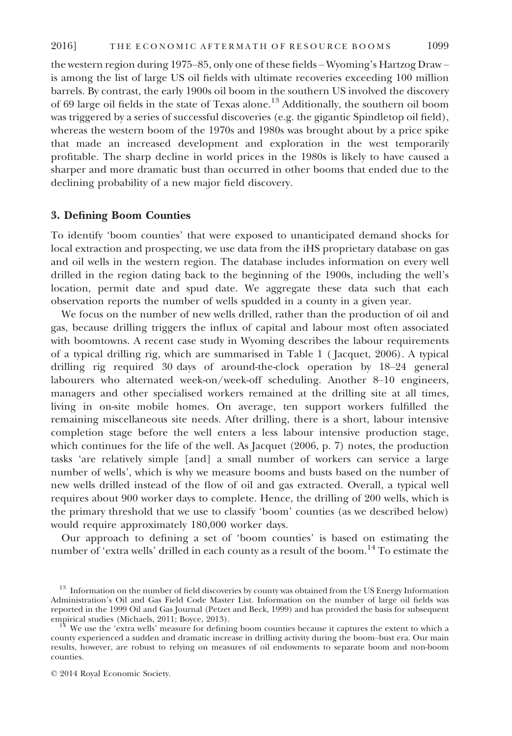the western region during 1975–85, only one of these fields – Wyoming's Hartzog Draw – is among the list of large US oil fields with ultimate recoveries exceeding 100 million barrels. By contrast, the early 1900s oil boom in the southern US involved the discovery of 69 large oil fields in the state of Texas alone.[13] Additionally, the southern oil boom was triggered by a series of successful discoveries (e.g. the gigantic Spindletop oil field), whereas the western boom of the 1970s and 1980s was brought about by a price spike that made an increased development and exploration in the west temporarily profitable. The sharp decline in world prices in the 1980s is likely to have caused a sharper and more dramatic bust than occurred in other booms that ended due to the declining probability of a new major field discovery.

## 3. Defining Boom Counties

To identify 'boom counties' that were exposed to unanticipated demand shocks for local extraction and prospecting, we use data from the iHS proprietary database on gas and oil wells in the western region. The database includes information on every well drilled in the region dating back to the beginning of the 1900s, including the well's location, permit date and spud date. We aggregate these data such that each observation reports the number of wells spudded in a county in a given year.

We focus on the number of new wells drilled, rather than the production of oil and gas, because drilling triggers the influx of capital and labour most often associated with boomtowns. A recent case study in Wyoming describes the labour requirements of a typical drilling rig, which are summarised in Table 1 ( Jacquet, 2006). A typical drilling rig required 30 days of around-the-clock operation by 18–24 general labourers who alternated week-on/week-off scheduling. Another 8–10 engineers, managers and other specialised workers remained at the drilling site at all times, living in on-site mobile homes. On average, ten support workers fulfilled the remaining miscellaneous site needs. After drilling, there is a short, labour intensive completion stage before the well enters a less labour intensive production stage, which continues for the life of the well. As Jacquet (2006, p. 7) notes, the production tasks 'are relatively simple [and] a small number of workers can service a large number of wells', which is why we measure booms and busts based on the number of new wells drilled instead of the flow of oil and gas extracted. Overall, a typical well requires about 900 worker days to complete. Hence, the drilling of 200 wells, which is the primary threshold that we use to classify 'boom' counties (as we described below) would require approximately 180,000 worker days.

Our approach to defining a set of 'boom counties' is based on estimating the number of 'extra wells' drilled in each county as a result of the boom.[14] To estimate the

---

[13] Information on the number of field discoveries by county was obtained from the US Energy Information Administration's Oil and Gas Field Code Master List. Information on the number of large oil fields was reported in the 1999 Oil and Gas Journal (Petzet and Beck, 1999) and has provided the basis for subsequent empirical studies (Michaels, 2011; Boyce, 2013).

[14] We use the 'extra wells' measure for defining boom counties because it captures the extent to which a county experienced a sudden and dramatic increase in drilling activity during the boom–bust era. Our main results, however, are robust to relying on measures of oil endowments to separate boom and non-boom counties.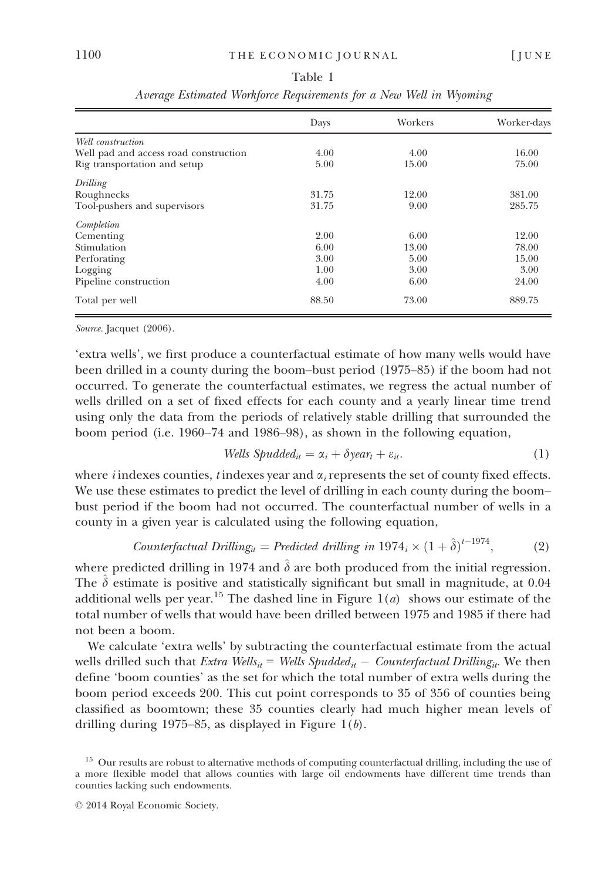Table 1

*Average Estimated Workforce Requirements for a New Well in Wyoming*

| | Days | Workers | Worker-days |
|---|---|---|---|
| *Well construction* | | | |
| Well pad and access road construction | 4.00 | 4.00 | 16.00 |
| Rig transportation and setup | 5.00 | 15.00 | 75.00 |
| *Drilling* | | | |
| Roughnecks | 31.75 | 12.00 | 381.00 |
| Tool-pushers and supervisors | 31.75 | 9.00 | 285.75 |
| *Completion* | | | |
| Cementing | 2.00 | 6.00 | 12.00 |
| Stimulation | 6.00 | 13.00 | 78.00 |
| Perforating | 3.00 | 5.00 | 15.00 |
| Logging | 1.00 | 3.00 | 3.00 |
| Pipeline construction | 4.00 | 6.00 | 24.00 |
| Total per well | 88.50 | 73.00 | 889.75 |

*Source*. Jacquet (2006).

'extra wells', we first produce a counterfactual estimate of how many wells would have been drilled in a county during the boom–bust period (1975–85) if the boom had not occurred. To generate the counterfactual estimates, we regress the actual number of wells drilled on a set of fixed effects for each county and a yearly linear time trend using only the data from the periods of relatively stable drilling that surrounded the boom period (i.e. 1960–74 and 1986–98), as shown in the following equation,

$$Wells\ Spudded_{it} = \alpha_i + \delta year_t + \varepsilon_{it}. \tag{1}$$

where $i$ indexes counties, $t$ indexes year and $\alpha_i$ represents the set of county fixed effects. We use these estimates to predict the level of drilling in each county during the boom–bust period if the boom had not occurred. The counterfactual number of wells in a county in a given year is calculated using the following equation,

$$Counterfactual\ Drilling_{it} = Predicted\ drilling\ in\ 1974_i \times (1 + \hat{\delta})^{t-1974}, \tag{2}$$

where predicted drilling in 1974 and $\hat{\delta}$ are both produced from the initial regression. The $\hat{\delta}$ estimate is positive and statistically significant but small in magnitude, at 0.04 additional wells per year.[15] The dashed line in Figure 1(*a*) shows our estimate of the total number of wells that would have been drilled between 1975 and 1985 if there had not been a boom.

We calculate 'extra wells' by subtracting the counterfactual estimate from the actual wells drilled such that $Extra\ Wells_{it} = Wells\ Spudded_{it} - Counterfactual\ Drilling_{it}$. We then define 'boom counties' as the set for which the total number of extra wells during the boom period exceeds 200. This cut point corresponds to 35 of 356 of counties being classified as boomtown; these 35 counties clearly had much higher mean levels of drilling during 1975–85, as displayed in Figure 1(*b*).

[15] Our results are robust to alternative methods of computing counterfactual drilling, including the use of a more flexible model that allows counties with large oil endowments have different time trends than counties lacking such endowments.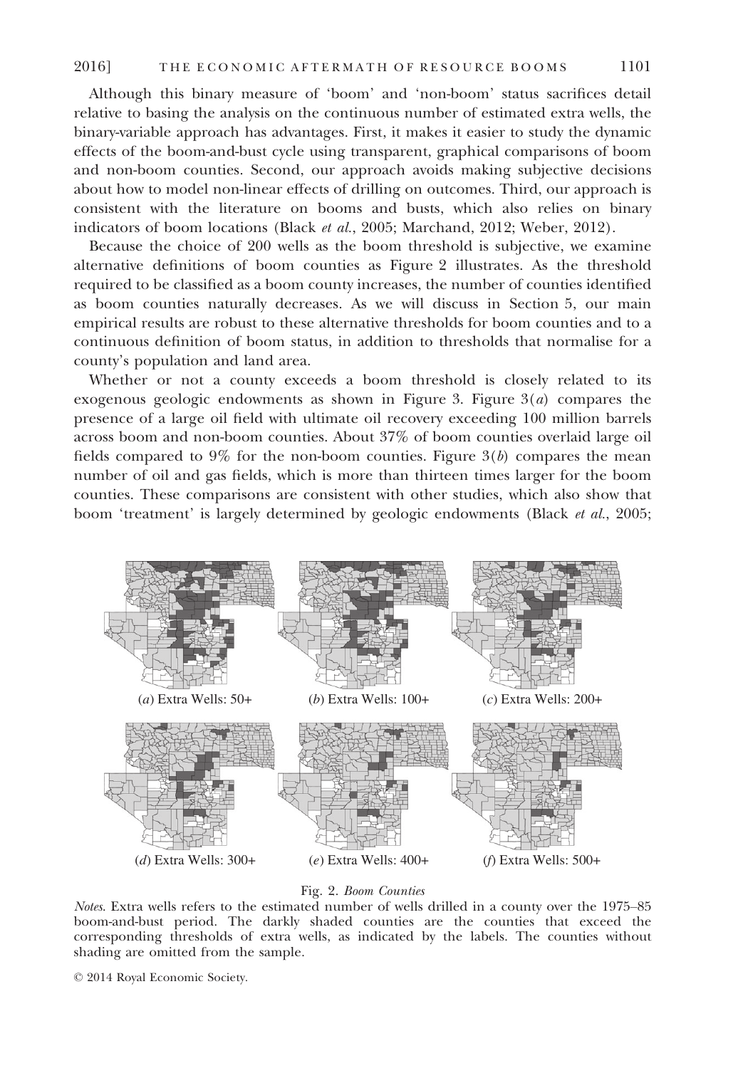Although this binary measure of 'boom' and 'non-boom' status sacrifices detail relative to basing the analysis on the continuous number of estimated extra wells, the binary-variable approach has advantages. First, it makes it easier to study the dynamic effects of the boom-and-bust cycle using transparent, graphical comparisons of boom and non-boom counties. Second, our approach avoids making subjective decisions about how to model non-linear effects of drilling on outcomes. Third, our approach is consistent with the literature on booms and busts, which also relies on binary indicators of boom locations (Black *et al.*, 2005; Marchand, 2012; Weber, 2012).

Because the choice of 200 wells as the boom threshold is subjective, we examine alternative definitions of boom counties as Figure 2 illustrates. As the threshold required to be classified as a boom county increases, the number of counties identified as boom counties naturally decreases. As we will discuss in Section 5, our main empirical results are robust to these alternative thresholds for boom counties and to a continuous definition of boom status, in addition to thresholds that normalise for a county's population and land area.

Whether or not a county exceeds a boom threshold is closely related to its exogenous geologic endowments as shown in Figure 3. Figure 3(*a*) compares the presence of a large oil field with ultimate oil recovery exceeding 100 million barrels across boom and non-boom counties. About 37% of boom counties overlaid large oil fields compared to 9% for the non-boom counties. Figure 3(*b*) compares the mean number of oil and gas fields, which is more than thirteen times larger for the boom counties. These comparisons are consistent with other studies, which also show that boom 'treatment' is largely determined by geologic endowments (Black *et al.*, 2005;

(*a*) Extra Wells: 50+ (*b*) Extra Wells: 100+ (*c*) Extra Wells: 200+

(*d*) Extra Wells: 300+ (*e*) Extra Wells: 400+ (*f*) Extra Wells: 500+

Fig. 2. *Boom Counties*

*Notes*. Extra wells refers to the estimated number of wells drilled in a county over the 1975–85 boom-and-bust period. The darkly shaded counties are the counties that exceed the corresponding thresholds of extra wells, as indicated by the labels. The counties without shading are omitted from the sample.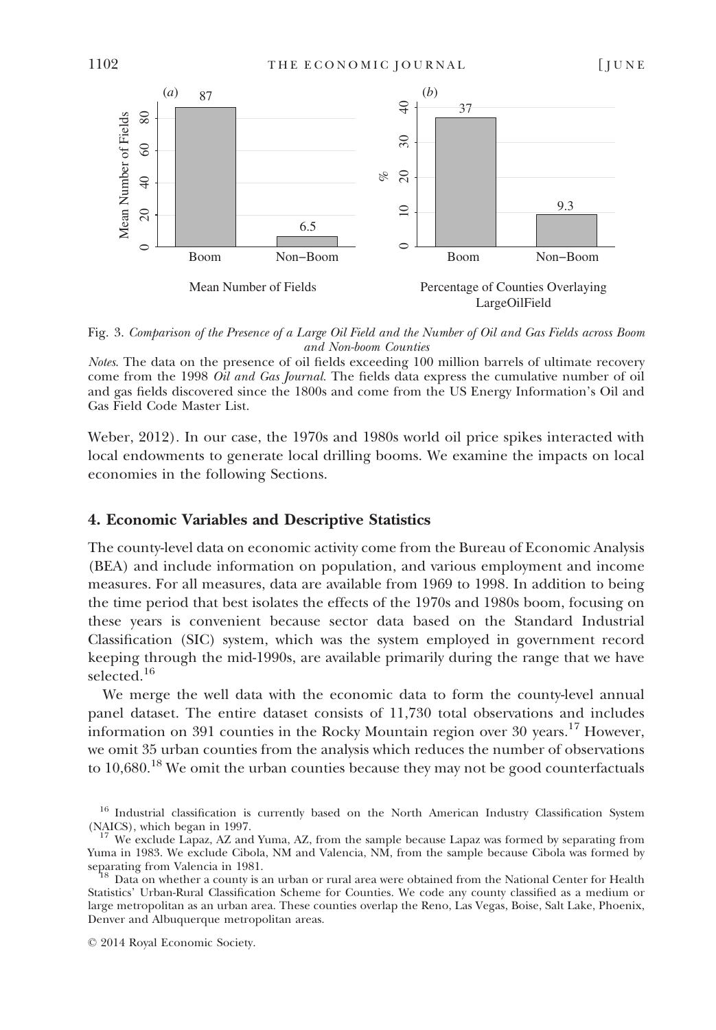Fig. 3. *Comparison of the Presence of a Large Oil Field and the Number of Oil and Gas Fields across Boom and Non-boom Counties*

*Notes*. The data on the presence of oil fields exceeding 100 million barrels of ultimate recovery come from the 1998 *Oil and Gas Journal*. The fields data express the cumulative number of oil and gas fields discovered since the 1800s and come from the US Energy Information's Oil and Gas Field Code Master List.

Weber, 2012). In our case, the 1970s and 1980s world oil price spikes interacted with local endowments to generate local drilling booms. We examine the impacts on local economies in the following Sections.

## 4. Economic Variables and Descriptive Statistics

The county-level data on economic activity come from the Bureau of Economic Analysis (BEA) and include information on population, and various employment and income measures. For all measures, data are available from 1969 to 1998. In addition to being the time period that best isolates the effects of the 1970s and 1980s boom, focusing on these years is convenient because sector data based on the Standard Industrial Classification (SIC) system, which was the system employed in government record keeping through the mid-1990s, are available primarily during the range that we have selected.[16]

We merge the well data with the economic data to form the county-level annual panel dataset. The entire dataset consists of 11,730 total observations and includes information on 391 counties in the Rocky Mountain region over 30 years.[17] However, we omit 35 urban counties from the analysis which reduces the number of observations to 10,680.[18] We omit the urban counties because they may not be good counterfactuals

[16] Industrial classification is currently based on the North American Industry Classification System (NAICS), which began in 1997.

[17] We exclude Lapaz, AZ and Yuma, AZ, from the sample because Lapaz was formed by separating from Yuma in 1983. We exclude Cibola, NM and Valencia, NM, from the sample because Cibola was formed by separating from Valencia in 1981.

[18] Data on whether a county is an urban or rural area were obtained from the National Center for Health Statistics' Urban-Rural Classification Scheme for Counties. We code any county classified as a medium or large metropolitan as an urban area. These counties overlap the Reno, Las Vegas, Boise, Salt Lake, Phoenix, Denver and Albuquerque metropolitan areas.

© 2014 Royal Economic Society.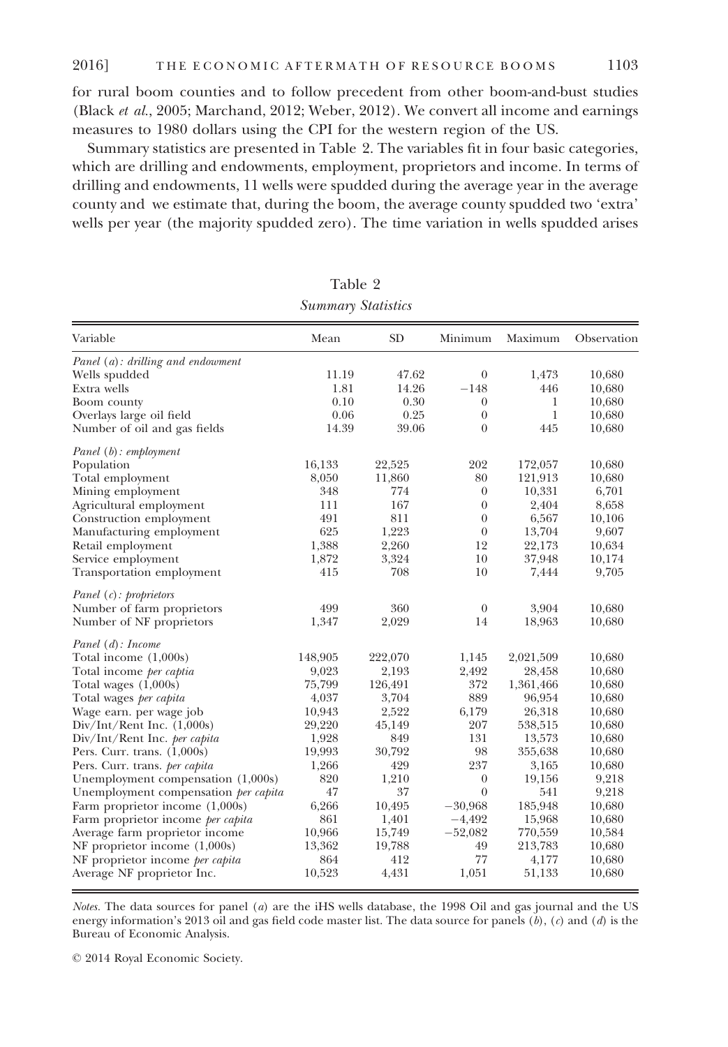for rural boom counties and to follow precedent from other boom-and-bust studies (Black *et al.*, 2005; Marchand, 2012; Weber, 2012). We convert all income and earnings measures to 1980 dollars using the CPI for the western region of the US.

Summary statistics are presented in Table 2. The variables fit in four basic categories, which are drilling and endowments, employment, proprietors and income. In terms of drilling and endowments, 11 wells were spudded during the average year in the average county and we estimate that, during the boom, the average county spudded two 'extra' wells per year (the majority spudded zero). The time variation in wells spudded arises

Table 2
*Summary Statistics*

| Variable | Mean | SD | Minimum | Maximum | Observation |
|---|---|---|---|---|---|
| *Panel (a): drilling and endowment* | | | | | |
| Wells spudded | 11.19 | 47.62 | 0 | 1,473 | 10,680 |
| Extra wells | 1.81 | 14.26 | −148 | 446 | 10,680 |
| Boom county | 0.10 | 0.30 | 0 | 1 | 10,680 |
| Overlays large oil field | 0.06 | 0.25 | 0 | 1 | 10,680 |
| Number of oil and gas fields | 14.39 | 39.06 | 0 | 445 | 10,680 |
| *Panel (b): employment* | | | | | |
| Population | 16,133 | 22,525 | 202 | 172,057 | 10,680 |
| Total employment | 8,050 | 11,860 | 80 | 121,913 | 10,680 |
| Mining employment | 348 | 774 | 0 | 10,331 | 6,701 |
| Agricultural employment | 111 | 167 | 0 | 2,404 | 8,658 |
| Construction employment | 491 | 811 | 0 | 6,567 | 10,106 |
| Manufacturing employment | 625 | 1,223 | 0 | 13,704 | 9,607 |
| Retail employment | 1,388 | 2,260 | 12 | 22,173 | 10,634 |
| Service employment | 1,872 | 3,324 | 10 | 37,948 | 10,174 |
| Transportation employment | 415 | 708 | 10 | 7,444 | 9,705 |
| *Panel (c): proprietors* | | | | | |
| Number of farm proprietors | 499 | 360 | 0 | 3,904 | 10,680 |
| Number of NF proprietors | 1,347 | 2,029 | 14 | 18,963 | 10,680 |
| *Panel (d): Income* | | | | | |
| Total income (1,000s) | 148,905 | 222,070 | 1,145 | 2,021,509 | 10,680 |
| Total income *per captia* | 9,023 | 2,193 | 2,492 | 28,458 | 10,680 |
| Total wages (1,000s) | 75,799 | 126,491 | 372 | 1,361,466 | 10,680 |
| Total wages *per capita* | 4,037 | 3,704 | 889 | 96,954 | 10,680 |
| Wage earn. per wage job | 10,943 | 2,522 | 6,179 | 26,318 | 10,680 |
| Div/Int/Rent Inc. (1,000s) | 29,220 | 45,149 | 207 | 538,515 | 10,680 |
| Div/Int/Rent Inc. *per capita* | 1,928 | 849 | 131 | 13,573 | 10,680 |
| Pers. Curr. trans. (1,000s) | 19,993 | 30,792 | 98 | 355,638 | 10,680 |
| Pers. Curr. trans. *per capita* | 1,266 | 429 | 237 | 3,165 | 10,680 |
| Unemployment compensation (1,000s) | 820 | 1,210 | 0 | 19,156 | 9,218 |
| Unemployment compensation *per capita* | 47 | 37 | 0 | 541 | 9,218 |
| Farm proprietor income (1,000s) | 6,266 | 10,495 | −30,968 | 185,948 | 10,680 |
| Farm proprietor income *per capita* | 861 | 1,401 | −4,492 | 15,968 | 10,680 |
| Average farm proprietor income | 10,966 | 15,749 | −52,082 | 770,559 | 10,584 |
| NF proprietor income (1,000s) | 13,362 | 19,788 | 49 | 213,783 | 10,680 |
| NF proprietor income *per capita* | 864 | 412 | 77 | 4,177 | 10,680 |
| Average NF proprietor Inc. | 10,523 | 4,431 | 1,051 | 51,133 | 10,680 |

*Notes.* The data sources for panel (*a*) are the iHS wells database, the 1998 Oil and gas journal and the US energy information's 2013 oil and gas field code master list. The data source for panels (*b*), (*c*) and (*d*) is the Bureau of Economic Analysis.

© 2014 Royal Economic Society.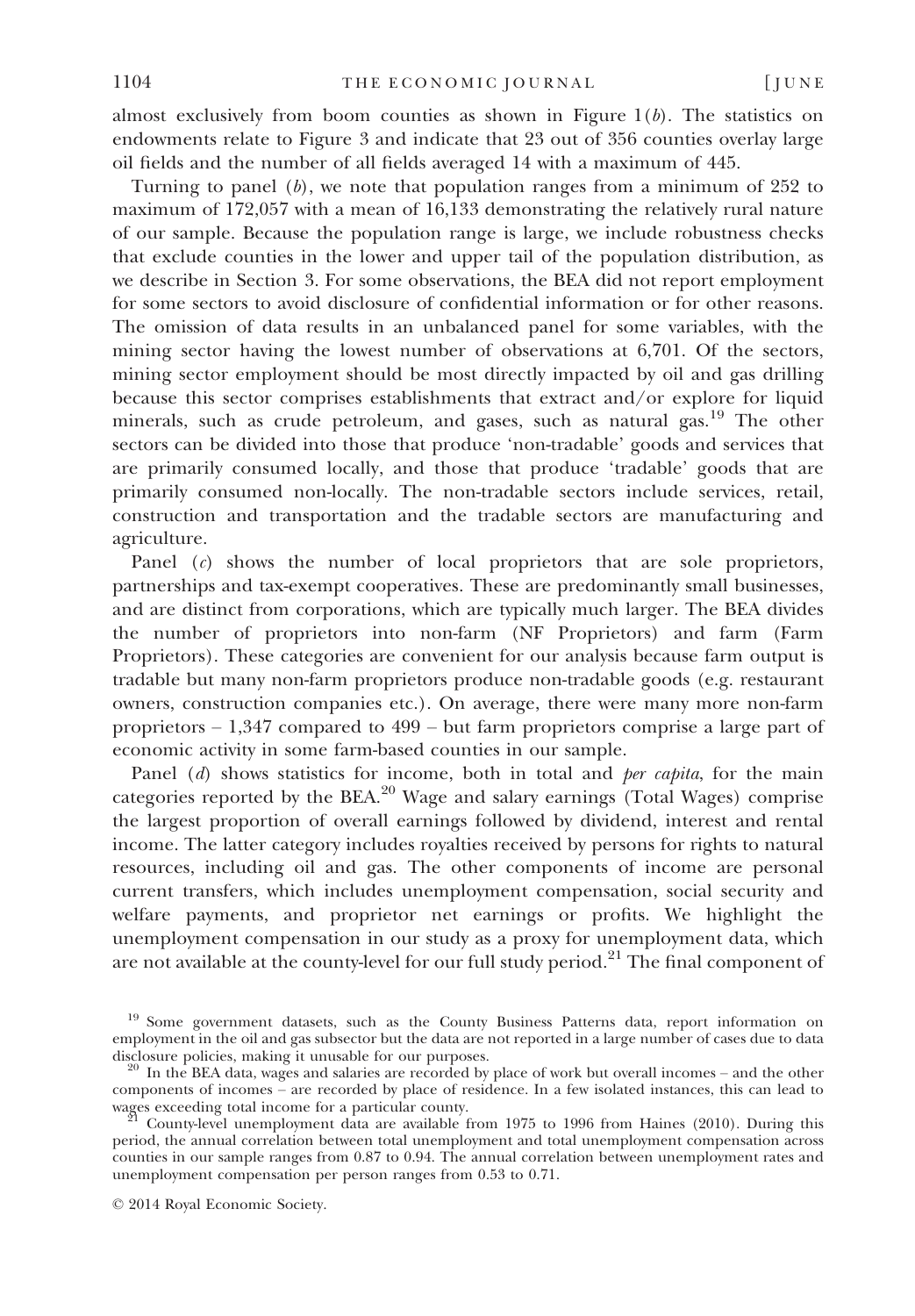almost exclusively from boom counties as shown in Figure 1(*b*). The statistics on endowments relate to Figure 3 and indicate that 23 out of 356 counties overlay large oil fields and the number of all fields averaged 14 with a maximum of 445.

Turning to panel (*b*), we note that population ranges from a minimum of 252 to maximum of 172,057 with a mean of 16,133 demonstrating the relatively rural nature of our sample. Because the population range is large, we include robustness checks that exclude counties in the lower and upper tail of the population distribution, as we describe in Section 3. For some observations, the BEA did not report employment for some sectors to avoid disclosure of confidential information or for other reasons. The omission of data results in an unbalanced panel for some variables, with the mining sector having the lowest number of observations at 6,701. Of the sectors, mining sector employment should be most directly impacted by oil and gas drilling because this sector comprises establishments that extract and/or explore for liquid minerals, such as crude petroleum, and gases, such as natural gas.[19] The other sectors can be divided into those that produce 'non-tradable' goods and services that are primarily consumed locally, and those that produce 'tradable' goods that are primarily consumed non-locally. The non-tradable sectors include services, retail, construction and transportation and the tradable sectors are manufacturing and agriculture.

Panel (*c*) shows the number of local proprietors that are sole proprietors, partnerships and tax-exempt cooperatives. These are predominantly small businesses, and are distinct from corporations, which are typically much larger. The BEA divides the number of proprietors into non-farm (NF Proprietors) and farm (Farm Proprietors). These categories are convenient for our analysis because farm output is tradable but many non-farm proprietors produce non-tradable goods (e.g. restaurant owners, construction companies etc.). On average, there were many more non-farm proprietors – 1,347 compared to 499 – but farm proprietors comprise a large part of economic activity in some farm-based counties in our sample.

Panel (*d*) shows statistics for income, both in total and *per capita*, for the main categories reported by the BEA.[20] Wage and salary earnings (Total Wages) comprise the largest proportion of overall earnings followed by dividend, interest and rental income. The latter category includes royalties received by persons for rights to natural resources, including oil and gas. The other components of income are personal current transfers, which includes unemployment compensation, social security and welfare payments, and proprietor net earnings or profits. We highlight the unemployment compensation in our study as a proxy for unemployment data, which are not available at the county-level for our full study period.[21] The final component of

[19] Some government datasets, such as the County Business Patterns data, report information on employment in the oil and gas subsector but the data are not reported in a large number of cases due to data disclosure policies, making it unusable for our purposes.

[20] In the BEA data, wages and salaries are recorded by place of work but overall incomes – and the other components of incomes – are recorded by place of residence. In a few isolated instances, this can lead to wages exceeding total income for a particular county.

[21] County-level unemployment data are available from 1975 to 1996 from Haines (2010). During this period, the annual correlation between total unemployment and total unemployment compensation across counties in our sample ranges from 0.87 to 0.94. The annual correlation between unemployment rates and unemployment compensation per person ranges from 0.53 to 0.71.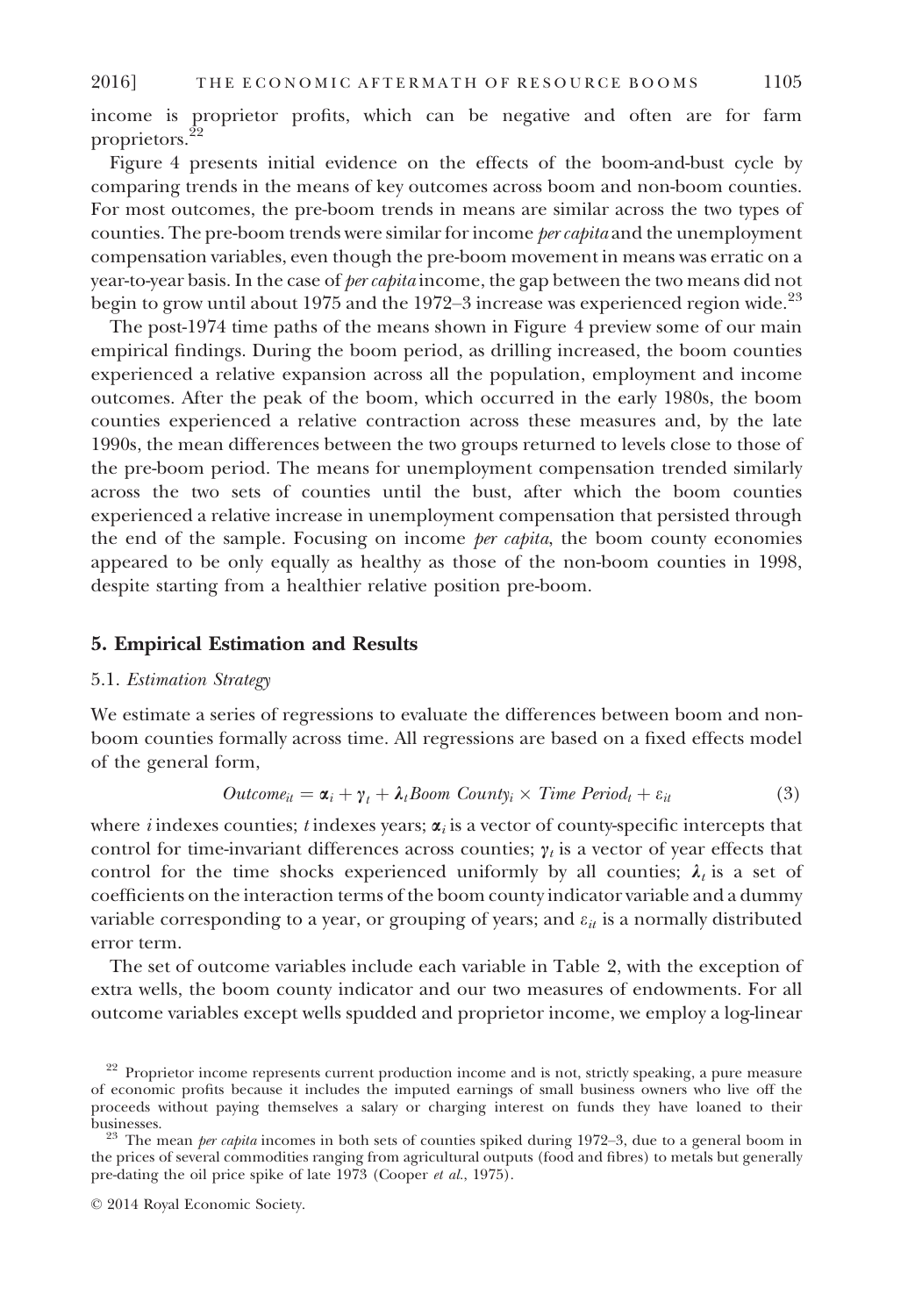income is proprietor profits, which can be negative and often are for farm proprietors.[22]

Figure 4 presents initial evidence on the effects of the boom-and-bust cycle by comparing trends in the means of key outcomes across boom and non-boom counties. For most outcomes, the pre-boom trends in means are similar across the two types of counties. The pre-boom trends were similar for income *per capita* and the unemployment compensation variables, even though the pre-boom movement in means was erratic on a year-to-year basis. In the case of *per capita* income, the gap between the two means did not begin to grow until about 1975 and the 1972–3 increase was experienced region wide.[23]

The post-1974 time paths of the means shown in Figure 4 preview some of our main empirical findings. During the boom period, as drilling increased, the boom counties experienced a relative expansion across all the population, employment and income outcomes. After the peak of the boom, which occurred in the early 1980s, the boom counties experienced a relative contraction across these measures and, by the late 1990s, the mean differences between the two groups returned to levels close to those of the pre-boom period. The means for unemployment compensation trended similarly across the two sets of counties until the bust, after which the boom counties experienced a relative increase in unemployment compensation that persisted through the end of the sample. Focusing on income *per capita*, the boom county economies appeared to be only equally as healthy as those of the non-boom counties in 1998, despite starting from a healthier relative position pre-boom.

## 5. Empirical Estimation and Results

### 5.1. *Estimation Strategy*

We estimate a series of regressions to evaluate the differences between boom and non-boom counties formally across time. All regressions are based on a fixed effects model of the general form,

$$Outcome_{it} = \boldsymbol{\alpha}_i + \boldsymbol{\gamma}_t + \boldsymbol{\lambda}_t Boom\ County_i \times Time\ Period_t + \varepsilon_{it} \tag{3}$$

where $i$ indexes counties; $t$ indexes years; $\boldsymbol{\alpha}_i$ is a vector of county-specific intercepts that control for time-invariant differences across counties; $\boldsymbol{\gamma}_t$ is a vector of year effects that control for the time shocks experienced uniformly by all counties; $\boldsymbol{\lambda}_t$ is a set of coefficients on the interaction terms of the boom county indicator variable and a dummy variable corresponding to a year, or grouping of years; and $\varepsilon_{it}$ is a normally distributed error term.

The set of outcome variables include each variable in Table 2, with the exception of extra wells, the boom county indicator and our two measures of endowments. For all outcome variables except wells spudded and proprietor income, we employ a log-linear

[22] Proprietor income represents current production income and is not, strictly speaking, a pure measure of economic profits because it includes the imputed earnings of small business owners who live off the proceeds without paying themselves a salary or charging interest on funds they have loaned to their businesses.

[23] The mean *per capita* incomes in both sets of counties spiked during 1972–3, due to a general boom in the prices of several commodities ranging from agricultural outputs (food and fibres) to metals but generally pre-dating the oil price spike of late 1973 (Cooper *et al.*, 1975).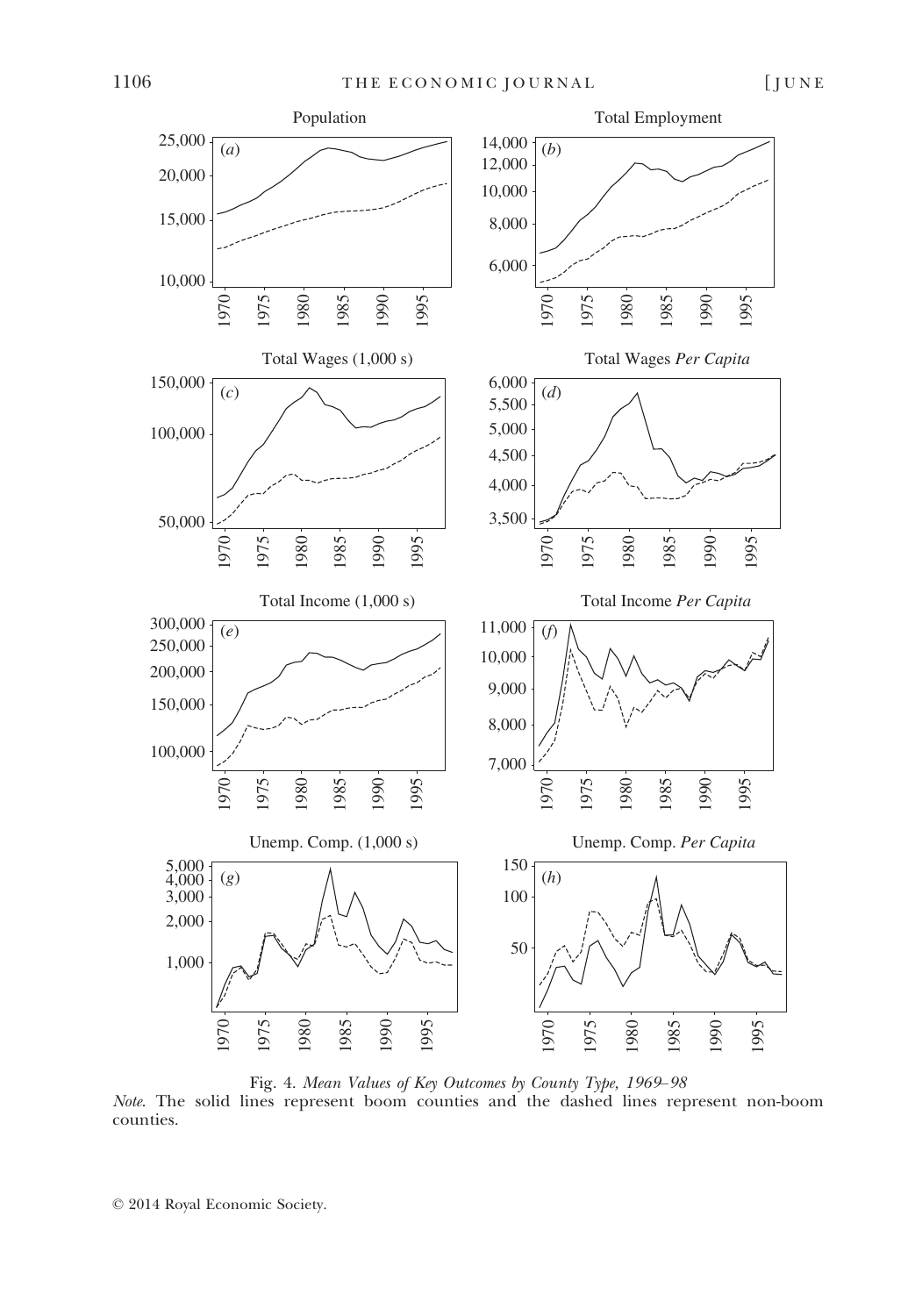Fig. 4. *Mean Values of Key Outcomes by County Type, 1969–98*

*Note*. The solid lines represent boom counties and the dashed lines represent non-boom counties.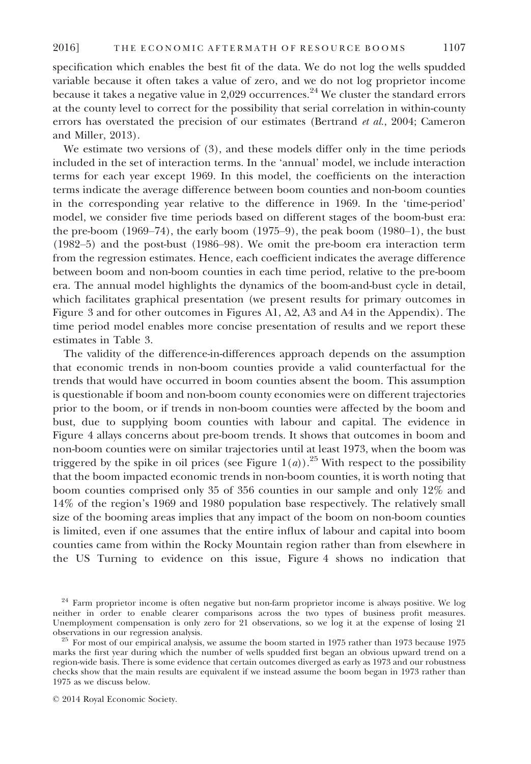specification which enables the best fit of the data. We do not log the wells spudded variable because it often takes a value of zero, and we do not log proprietor income because it takes a negative value in 2,029 occurrences.[24] We cluster the standard errors at the county level to correct for the possibility that serial correlation in within-county errors has overstated the precision of our estimates (Bertrand *et al.*, 2004; Cameron and Miller, 2013).

We estimate two versions of (3), and these models differ only in the time periods included in the set of interaction terms. In the 'annual' model, we include interaction terms for each year except 1969. In this model, the coefficients on the interaction terms indicate the average difference between boom counties and non-boom counties in the corresponding year relative to the difference in 1969. In the 'time-period' model, we consider five time periods based on different stages of the boom-bust era: the pre-boom (1969–74), the early boom (1975–9), the peak boom (1980–1), the bust (1982–5) and the post-bust (1986–98). We omit the pre-boom era interaction term from the regression estimates. Hence, each coefficient indicates the average difference between boom and non-boom counties in each time period, relative to the pre-boom era. The annual model highlights the dynamics of the boom-and-bust cycle in detail, which facilitates graphical presentation (we present results for primary outcomes in Figure 3 and for other outcomes in Figures A1, A2, A3 and A4 in the Appendix). The time period model enables more concise presentation of results and we report these estimates in Table 3.

The validity of the difference-in-differences approach depends on the assumption that economic trends in non-boom counties provide a valid counterfactual for the trends that would have occurred in boom counties absent the boom. This assumption is questionable if boom and non-boom county economies were on different trajectories prior to the boom, or if trends in non-boom counties were affected by the boom and bust, due to supplying boom counties with labour and capital. The evidence in Figure 4 allays concerns about pre-boom trends. It shows that outcomes in boom and non-boom counties were on similar trajectories until at least 1973, when the boom was triggered by the spike in oil prices (see Figure 1(*a*)).[25] With respect to the possibility that the boom impacted economic trends in non-boom counties, it is worth noting that boom counties comprised only 35 of 356 counties in our sample and only 12% and 14% of the region's 1969 and 1980 population base respectively. The relatively small size of the booming areas implies that any impact of the boom on non-boom counties is limited, even if one assumes that the entire influx of labour and capital into boom counties came from within the Rocky Mountain region rather than from elsewhere in the US Turning to evidence on this issue, Figure 4 shows no indication that

[24] Farm proprietor income is often negative but non-farm proprietor income is always positive. We log neither in order to enable clearer comparisons across the two types of business profit measures. Unemployment compensation is only zero for 21 observations, so we log it at the expense of losing 21 observations in our regression analysis.

[25] For most of our empirical analysis, we assume the boom started in 1975 rather than 1973 because 1975 marks the first year during which the number of wells spudded first began an obvious upward trend on a region-wide basis. There is some evidence that certain outcomes diverged as early as 1973 and our robustness checks show that the main results are equivalent if we instead assume the boom began in 1973 rather than 1975 as we discuss below.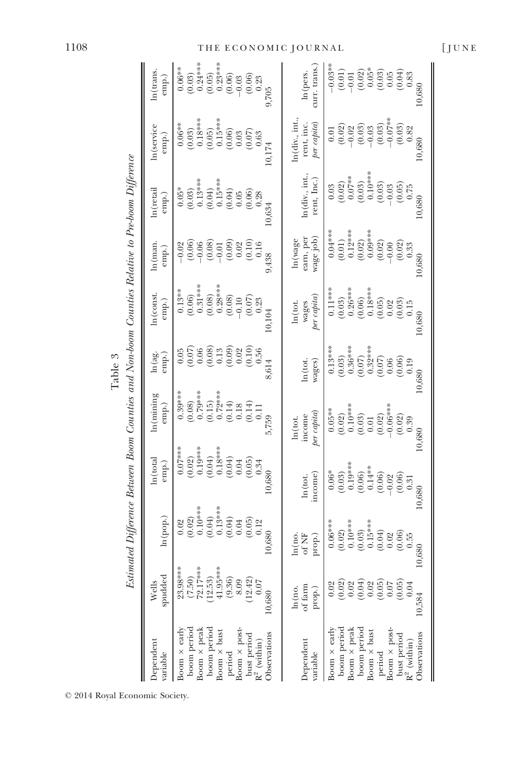Table 3

*Estimated Difference Between Boom Counties and Non-boom Counties Relative to Pre-boom Difference*

| Dependent variable | Wells spudded | ln(pop.) | ln(total emp.) | ln(mining emp.) | ln(ag. emp.) | ln(const. emp.) | ln(man. emp.) | ln(retail emp.) | ln(service emp.) | ln(trans. emp.) |
|---|---|---|---|---|---|---|---|---|---|---|
| Boom × early boom period | 23.98*** | 0.02 | 0.07*** | 0.39*** | 0.05 | 0.13** | −0.02 | 0.05* | 0.06** | 0.06** |
| | (7.50) | (0.02) | (0.02) | (0.08) | (0.07) | (0.06) | (0.06) | (0.03) | (0.03) | (0.03) |
| Boom × peak boom period | 72.17*** | 0.10*** | 0.19*** | 0.79*** | 0.06 | 0.31*** | −0.06 | 0.13*** | 0.18*** | 0.24*** |
| | (12.53) | (0.04) | (0.04) | (0.15) | (0.08) | (0.08) | (0.08) | (0.04) | (0.05) | (0.05) |
| Boom × bust period | 41.95*** | 0.13*** | 0.18*** | 0.72*** | 0.13 | 0.28*** | −0.01 | 0.15*** | 0.15*** | 0.23*** |
| | (9.36) | (0.04) | (0.04) | (0.14) | (0.09) | (0.08) | (0.09) | (0.04) | (0.06) | (0.06) |
| Boom × post-bust period | 8.09 | 0.04 | 0.04 | 0.18 | 0.02 | −0.10 | 0.02 | 0.05 | 0.03 | −0.03 |
| | (12.42) | (0.05) | (0.05) | (0.14) | (0.10) | (0.07) | (0.10) | (0.06) | (0.07) | (0.06) |
| $R^2$ (within) | 0.07 | 0.12 | 0.34 | 0.11 | 0.56 | 0.23 | 0.16 | 0.28 | 0.63 | 0.23 |
| Observations | 10,680 | 10,680 | 10,680 | 5,759 | 8,614 | 10,104 | 9,438 | 10,634 | 10,174 | 9,705 |

| Dependent variable | ln(no. of farm prop.) | ln(no. of NF prop.) | ln(tot. income) | ln(tot. income *per capita*) | ln(tot. wages) | ln(tot. wages *per capita*) | ln(wage earn, per wage job) | ln(div., int., rent, Inc.) | ln(div., int., rent, inc. *per capita*) | ln(pers. curr. trans.) |
|---|---|---|---|---|---|---|---|---|---|---|
| Boom × early boom period | 0.02 | 0.06*** | 0.06* | 0.05** | 0.13*** | 0.11*** | 0.04*** | 0.03 | 0.01 | −0.03** |
| | (0.02) | (0.02) | (0.03) | (0.02) | (0.03) | (0.03) | (0.01) | (0.02) | (0.02) | (0.01) |
| Boom × peak boom period | 0.02 | 0.10*** | 0.19*** | 0.10*** | 0.36*** | 0.26*** | 0.12*** | 0.07** | −0.02 | −0.01 |
| | (0.04) | (0.03) | (0.06) | (0.03) | (0.07) | (0.06) | (0.02) | (0.03) | (0.03) | (0.02) |
| Boom × bust period | 0.02 | 0.15*** | 0.14** | 0.01 | 0.32*** | 0.18*** | 0.09*** | 0.10*** | −0.03 | 0.05* |
| | (0.05) | (0.04) | (0.06) | (0.02) | (0.07) | (0.05) | (0.02) | (0.03) | (0.03) | (0.03) |
| Boom × post-bust period | 0.07 | 0.02 | −0.02 | −0.06*** | 0.06 | 0.02 | −0.00 | −0.03 | −0.07** | 0.05 |
| | (0.05) | (0.06) | (0.06) | (0.02) | (0.06) | (0.03) | (0.02) | (0.05) | (0.03) | (0.04) |
| $R^2$ (within) | 0.04 | 0.55 | 0.31 | 0.39 | 0.19 | 0.15 | 0.33 | 0.75 | 0.82 | 0.83 |
| Observations | 10,584 | 10,680 | 10,680 | 10,680 | 10,680 | 10,680 | 10,680 | 10,680 | 10,680 | 10,680 |

© 2014 Royal Economic Society.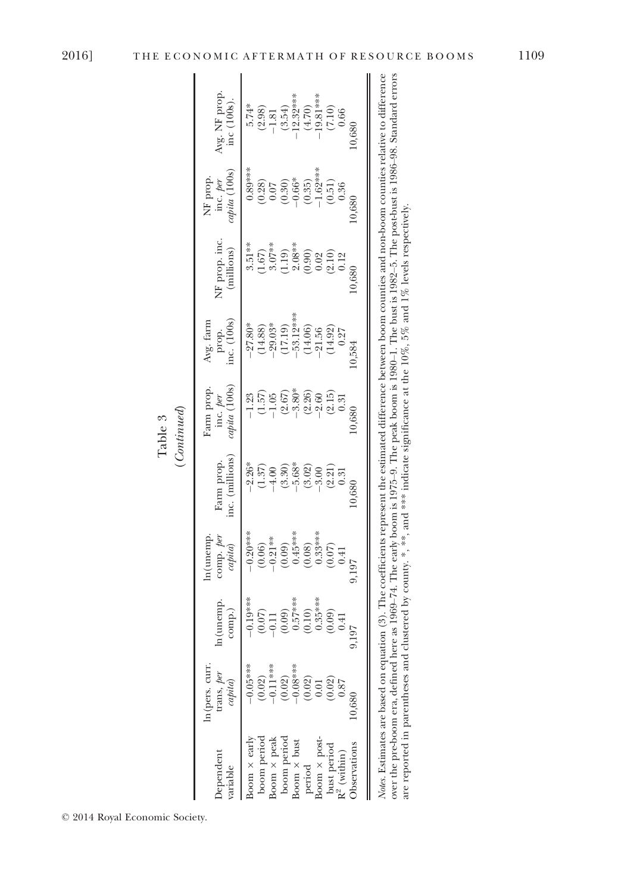Table 3
(*Continued*)

| Dependent variable | ln(pers. curr. trans, *per capita*) | ln(unemp. comp.) | ln(unemp. comp. *per capita*) | Farm prop. inc. (millions) | Farm prop. inc. *per capita* (100s) | Avg. farm prop. inc. (100s) | NF prop. inc. (millions) | NF prop. inc. *per capita* (100s) | Avg. NF prop. inc (100s). |
|---|---|---|---|---|---|---|---|---|---|
| Boom × early boom period | −0.05*** | −0.19*** | −0.20*** | −2.26* | −1.23 | −27.80* | 3.51** | 0.89*** | 5.74* |
| | (0.02) | (0.07) | (0.06) | (1.37) | (1.57) | (14.88) | (1.67) | (0.28) | (2.98) |
| Boom × peak boom period | −0.11*** | −0.11 | −0.21** | −4.00 | −1.05 | −29.03* | 3.07** | 0.07 | −1.81 |
| | (0.02) | (0.09) | (0.09) | (3.30) | (2.67) | (17.19) | (1.19) | (0.30) | (3.54) |
| Boom × bust period | −0.08*** | 0.57*** | 0.45*** | −5.68* | −3.80* | −53.12*** | 2.08** | −0.66* | −12.32*** |
| | (0.02) | (0.10) | (0.08) | (3.02) | (2.26) | (14.06) | (0.90) | (0.35) | (4.70) |
| Boom × post-bust period | 0.01 | 0.35*** | 0.33*** | −3.00 | −2.60 | −21.56 | 0.02 | −1.62*** | −19.81*** |
| | (0.02) | (0.09) | (0.07) | (2.21) | (2.15) | (14.92) | (2.10) | (0.51) | (7.10) |
| $R^2$ (within) | 0.87 | 0.41 | 0.41 | 0.31 | 0.31 | 0.27 | 0.12 | 0.36 | 0.66 |
| Observations | 10,680 | 9,197 | 9,197 | 10,680 | 10,680 | 10,584 | 10,680 | 10,680 | 10,680 |

*Notes.* Estimates are based on equation (3). The coefficients represent the estimated difference between boom counties and non-boom counties relative to difference over the pre-boom era, defined here as 1969–74. The early boom is 1975–9. The peak boom is 1980–1. The bust is 1982–5. The post-bust is 1986–98. Standard errors are reported in parentheses and clustered by county. *, **, and *** indicate significance at the 10%, 5% and 1% levels respectively.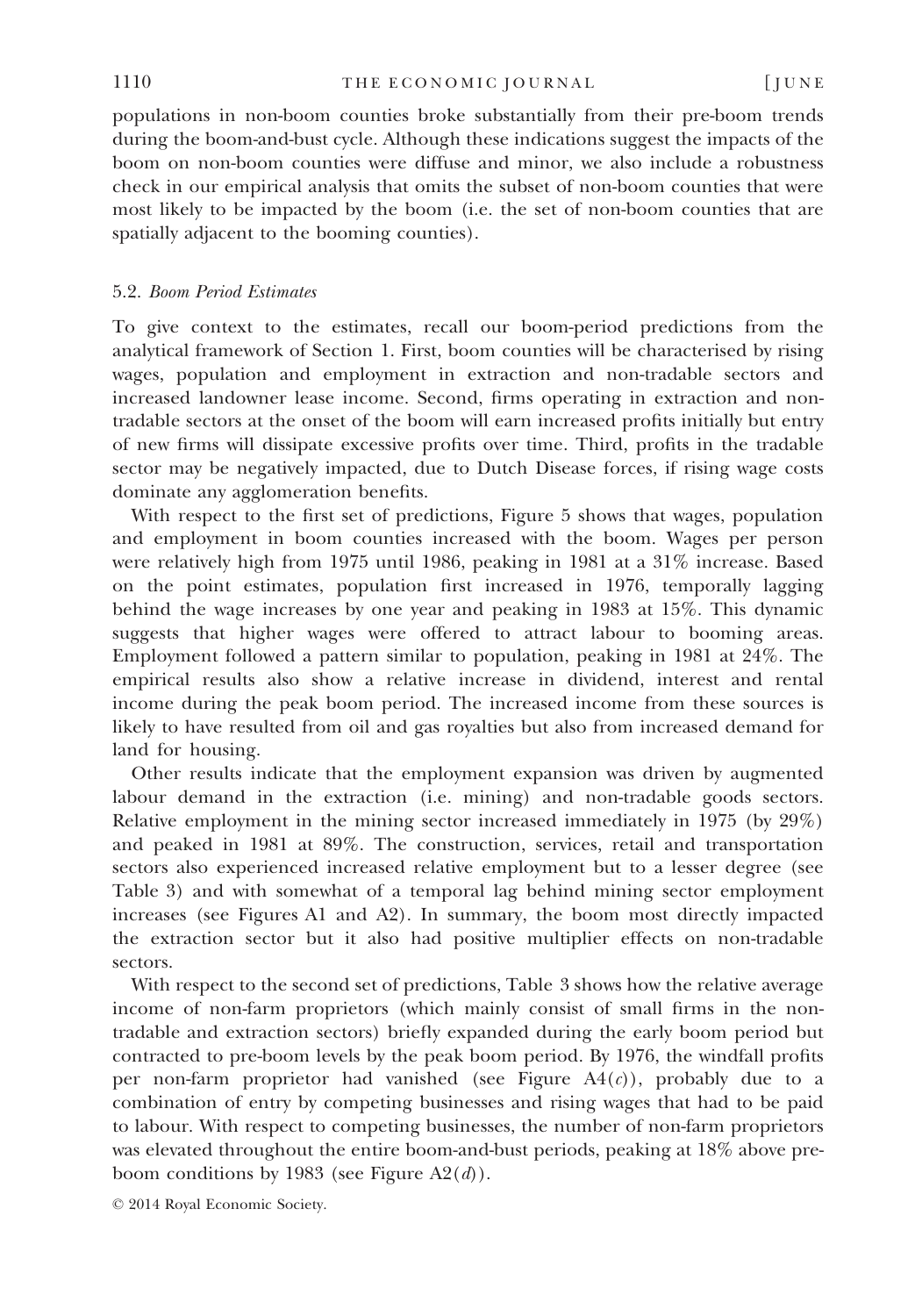populations in non-boom counties broke substantially from their pre-boom trends during the boom-and-bust cycle. Although these indications suggest the impacts of the boom on non-boom counties were diffuse and minor, we also include a robustness check in our empirical analysis that omits the subset of non-boom counties that were most likely to be impacted by the boom (i.e. the set of non-boom counties that are spatially adjacent to the booming counties).

### 5.2. *Boom Period Estimates*

To give context to the estimates, recall our boom-period predictions from the analytical framework of Section 1. First, boom counties will be characterised by rising wages, population and employment in extraction and non-tradable sectors and increased landowner lease income. Second, firms operating in extraction and non-tradable sectors at the onset of the boom will earn increased profits initially but entry of new firms will dissipate excessive profits over time. Third, profits in the tradable sector may be negatively impacted, due to Dutch Disease forces, if rising wage costs dominate any agglomeration benefits.

With respect to the first set of predictions, Figure 5 shows that wages, population and employment in boom counties increased with the boom. Wages per person were relatively high from 1975 until 1986, peaking in 1981 at a 31% increase. Based on the point estimates, population first increased in 1976, temporally lagging behind the wage increases by one year and peaking in 1983 at 15%. This dynamic suggests that higher wages were offered to attract labour to booming areas. Employment followed a pattern similar to population, peaking in 1981 at 24%. The empirical results also show a relative increase in dividend, interest and rental income during the peak boom period. The increased income from these sources is likely to have resulted from oil and gas royalties but also from increased demand for land for housing.

Other results indicate that the employment expansion was driven by augmented labour demand in the extraction (i.e. mining) and non-tradable goods sectors. Relative employment in the mining sector increased immediately in 1975 (by 29%) and peaked in 1981 at 89%. The construction, services, retail and transportation sectors also experienced increased relative employment but to a lesser degree (see Table 3) and with somewhat of a temporal lag behind mining sector employment increases (see Figures A1 and A2). In summary, the boom most directly impacted the extraction sector but it also had positive multiplier effects on non-tradable sectors.

With respect to the second set of predictions, Table 3 shows how the relative average income of non-farm proprietors (which mainly consist of small firms in the non-tradable and extraction sectors) briefly expanded during the early boom period but contracted to pre-boom levels by the peak boom period. By 1976, the windfall profits per non-farm proprietor had vanished (see Figure A4(*c*)), probably due to a combination of entry by competing businesses and rising wages that had to be paid to labour. With respect to competing businesses, the number of non-farm proprietors was elevated throughout the entire boom-and-bust periods, peaking at 18% above pre-boom conditions by 1983 (see Figure A2(*d*)).

© 2014 Royal Economic Society.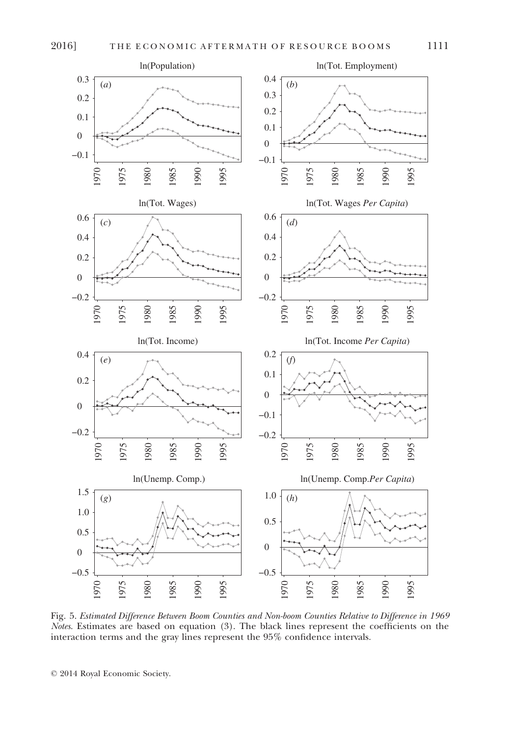Fig. 5. *Estimated Difference Between Boom Counties and Non-boom Counties Relative to Difference in 1969*
*Notes*. Estimates are based on equation (3). The black lines represent the coefficients on the interaction terms and the gray lines represent the 95% confidence intervals.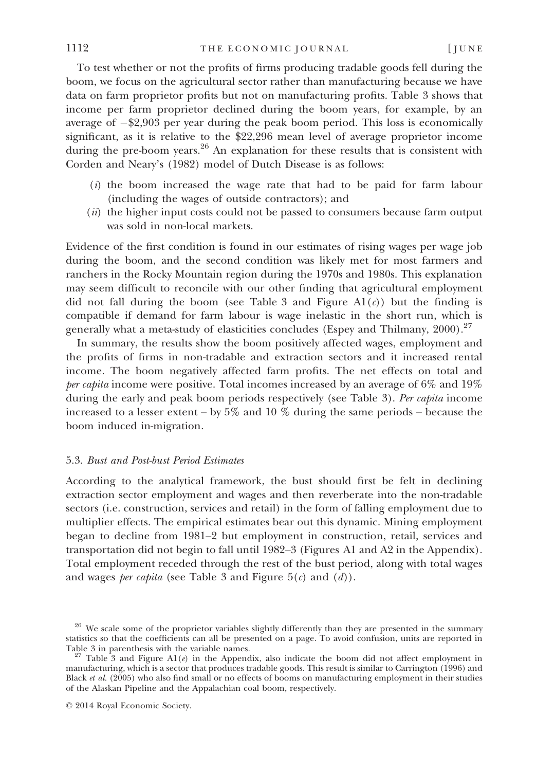To test whether or not the profits of firms producing tradable goods fell during the boom, we focus on the agricultural sector rather than manufacturing because we have data on farm proprietor profits but not on manufacturing profits. Table 3 shows that income per farm proprietor declined during the boom years, for example, by an average of −$2,903 per year during the peak boom period. This loss is economically significant, as it is relative to the $22,296 mean level of average proprietor income during the pre-boom years.[26] An explanation for these results that is consistent with Corden and Neary's (1982) model of Dutch Disease is as follows:

(*i*) the boom increased the wage rate that had to be paid for farm labour (including the wages of outside contractors); and

(*ii*) the higher input costs could not be passed to consumers because farm output was sold in non-local markets.

Evidence of the first condition is found in our estimates of rising wages per wage job during the boom, and the second condition was likely met for most farmers and ranchers in the Rocky Mountain region during the 1970s and 1980s. This explanation may seem difficult to reconcile with our other finding that agricultural employment did not fall during the boom (see Table 3 and Figure A1(*c*)) but the finding is compatible if demand for farm labour is wage inelastic in the short run, which is generally what a meta-study of elasticities concludes (Espey and Thilmany, 2000).[27]

In summary, the results show the boom positively affected wages, employment and the profits of firms in non-tradable and extraction sectors and it increased rental income. The boom negatively affected farm profits. The net effects on total and *per capita* income were positive. Total incomes increased by an average of 6% and 19% during the early and peak boom periods respectively (see Table 3). *Per capita* income increased to a lesser extent – by 5% and 10 % during the same periods – because the boom induced in-migration.

### 5.3. *Bust and Post-bust Period Estimates*

According to the analytical framework, the bust should first be felt in declining extraction sector employment and wages and then reverberate into the non-tradable sectors (i.e. construction, services and retail) in the form of falling employment due to multiplier effects. The empirical estimates bear out this dynamic. Mining employment began to decline from 1981–2 but employment in construction, retail, services and transportation did not begin to fall until 1982–3 (Figures A1 and A2 in the Appendix). Total employment receded through the rest of the bust period, along with total wages and wages *per capita* (see Table 3 and Figure 5(*c*) and (*d*)).

[26] We scale some of the proprietor variables slightly differently than they are presented in the summary statistics so that the coefficients can all be presented on a page. To avoid confusion, units are reported in Table 3 in parenthesis with the variable names.

[27] Table 3 and Figure A1(*e*) in the Appendix, also indicate the boom did not affect employment in manufacturing, which is a sector that produces tradable goods. This result is similar to Carrington (1996) and Black *et al.* (2005) who also find small or no effects of booms on manufacturing employment in their studies of the Alaskan Pipeline and the Appalachian coal boom, respectively.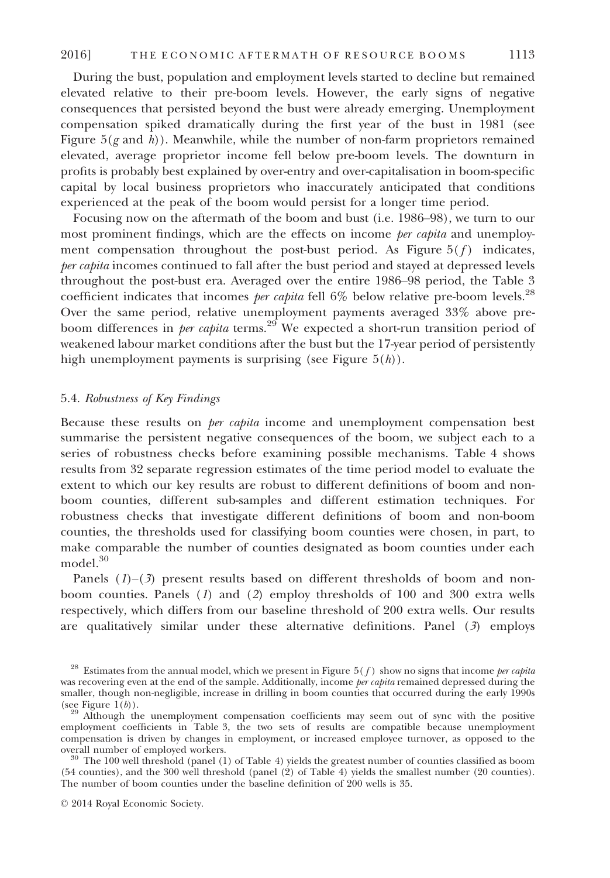During the bust, population and employment levels started to decline but remained elevated relative to their pre-boom levels. However, the early signs of negative consequences that persisted beyond the bust were already emerging. Unemployment compensation spiked dramatically during the first year of the bust in 1981 (see Figure 5(*g* and *h*)). Meanwhile, while the number of non-farm proprietors remained elevated, average proprietor income fell below pre-boom levels. The downturn in profits is probably best explained by over-entry and over-capitalisation in boom-specific capital by local business proprietors who inaccurately anticipated that conditions experienced at the peak of the boom would persist for a longer time period.

Focusing now on the aftermath of the boom and bust (i.e. 1986–98), we turn to our most prominent findings, which are the effects on income *per capita* and unemployment compensation throughout the post-bust period. As Figure 5(*f*) indicates, *per capita* incomes continued to fall after the bust period and stayed at depressed levels throughout the post-bust era. Averaged over the entire 1986–98 period, the Table 3 coefficient indicates that incomes *per capita* fell 6% below relative pre-boom levels.[28] Over the same period, relative unemployment payments averaged 33% above pre-boom differences in *per capita* terms.[29] We expected a short-run transition period of weakened labour market conditions after the bust but the 17-year period of persistently high unemployment payments is surprising (see Figure 5(*h*)).

### 5.4. *Robustness of Key Findings*

Because these results on *per capita* income and unemployment compensation best summarise the persistent negative consequences of the boom, we subject each to a series of robustness checks before examining possible mechanisms. Table 4 shows results from 32 separate regression estimates of the time period model to evaluate the extent to which our key results are robust to different definitions of boom and non-boom counties, different sub-samples and different estimation techniques. For robustness checks that investigate different definitions of boom and non-boom counties, the thresholds used for classifying boom counties were chosen, in part, to make comparable the number of counties designated as boom counties under each model.[30]

Panels (*1*)–(*3*) present results based on different thresholds of boom and non-boom counties. Panels (*1*) and (*2*) employ thresholds of 100 and 300 extra wells respectively, which differs from our baseline threshold of 200 extra wells. Our results are qualitatively similar under these alternative definitions. Panel (*3*) employs

[28] Estimates from the annual model, which we present in Figure 5(*f*) show no signs that income *per capita* was recovering even at the end of the sample. Additionally, income *per capita* remained depressed during the smaller, though non-negligible, increase in drilling in boom counties that occurred during the early 1990s (see Figure 1(*b*)).

[29] Although the unemployment compensation coefficients may seem out of sync with the positive employment coefficients in Table 3, the two sets of results are compatible because unemployment compensation is driven by changes in employment, or increased employee turnover, as opposed to the overall number of employed workers.

[30] The 100 well threshold (panel (1) of Table 4) yields the greatest number of counties classified as boom (54 counties), and the 300 well threshold (panel (2) of Table 4) yields the smallest number (20 counties). The number of boom counties under the baseline definition of 200 wells is 35.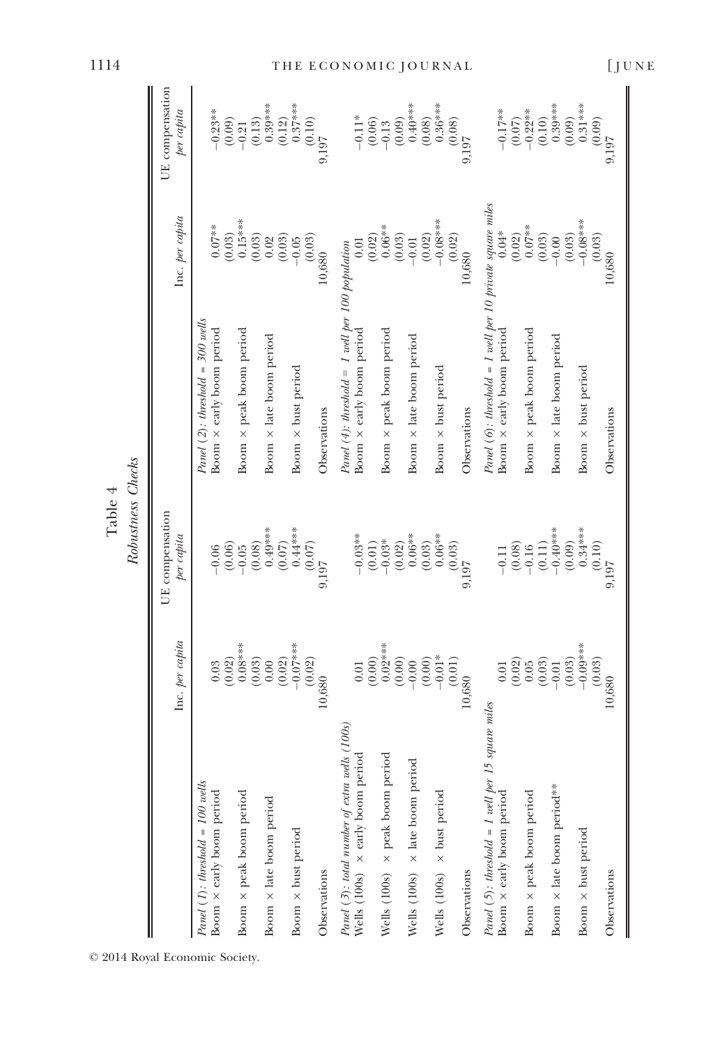Table 4

*Robustness Checks*

| | Inc. per capita | UE compensation per capita | | Inc. per capita | UE compensation per capita |
|---|---|---|---|---|---|
| *Panel (1): threshold = 100 wells* | | | *Panel (2): threshold = 300 wells* | | |
| Boom × early boom period | 0.03 | −0.06 | Boom × early boom period | 0.07** | −0.23** |
| | (0.02) | (0.06) | | (0.03) | (0.09) |
| Boom × peak boom period | 0.08*** | −0.05 | Boom × peak boom period | 0.15*** | −0.21 |
| | (0.03) | (0.08) | | (0.03) | (0.13) |
| Boom × late boom period | 0.00 | 0.49*** | Boom × late boom period | 0.02 | 0.39*** |
| | (0.02) | (0.07) | | (0.03) | (0.12) |
| Boom × bust period | −0.07*** | 0.44*** | Boom × bust period | −0.05 | 0.37*** |
| | (0.02) | (0.07) | | (0.03) | (0.10) |
| Observations | 10,680 | 9,197 | Observations | 10,680 | 9,197 |
| *Panel (3): total number of extra wells (100s)* | | | *Panel (4): threshold = 1 well per 100 population* | | |
| Wells (100s) × early boom period | 0.01 | −0.03** | Boom × early boom period | 0.01 | −0.11* |
| | (0.00) | (0.01) | | (0.02) | (0.06) |
| Wells (100s) × peak boom period | 0.02*** | −0.03* | Boom × peak boom period | 0.06** | −0.13 |
| | (0.00) | (0.02) | | (0.03) | (0.09) |
| Wells (100s) × late boom period | −0.00 | 0.06** | Boom × late boom period | −0.01 | 0.40*** |
| | (0.00) | (0.03) | | (0.02) | (0.08) |
| Wells (100s) × bust period | −0.01* | 0.06** | Boom × bust period | −0.08*** | 0.36*** |
| | (0.01) | (0.03) | | (0.02) | (0.08) |
| Observations | 10,680 | 9,197 | Observations | 10,680 | 9,197 |
| *Panel (5): threshold = 1 well per 15 square miles* | | | *Panel (6): threshold = 1 well per 10 private square miles* | | |
| Boom × early boom period | 0.01 | −0.11 | Boom × early boom period | 0.04* | −0.17** |
| | (0.02) | (0.08) | | (0.02) | (0.07) |
| Boom × peak boom period | 0.05 | −0.16 | Boom × peak boom period | 0.07** | −0.22** |
| | (0.03) | (0.11) | | (0.03) | (0.10) |
| Boom × late boom period** | −0.01 | −0.40*** | Boom × late boom period | −0.00 | 0.39*** |
| | (0.03) | (0.09) | | (0.03) | (0.09) |
| Boom × bust period | −0.09*** | 0.34*** | Boom × bust period | −0.08*** | 0.31*** |
| | (0.03) | (0.10) | | (0.03) | (0.09) |
| Observations | 10,680 | 9,197 | Observations | 10,680 | 9,197 |

© 2014 Royal Economic Society.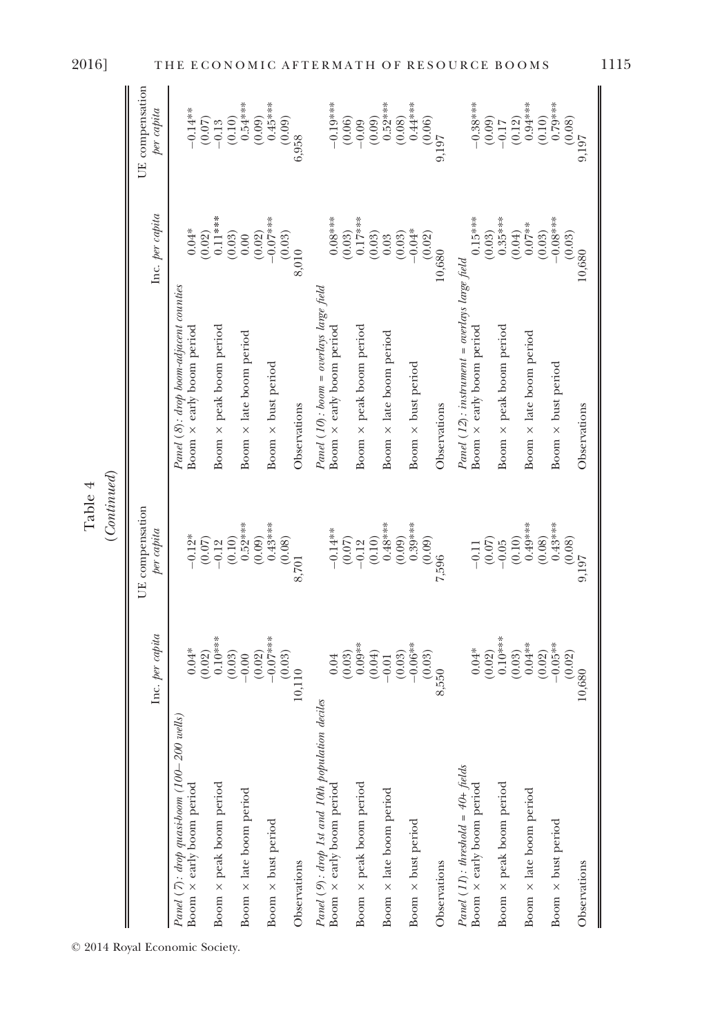Table 4

*(Continued)*

| | Inc. *per capita* | UE compensation *per capita* |
|---|---|---|
| *Panel (7): drop quasi-boom (100–200 wells)* | | |
| Boom × early boom period | 0.04* | −0.12* |
| | (0.02) | (0.07) |
| Boom × peak boom period | 0.10*** | −0.12 |
| | (0.03) | (0.10) |
| Boom × late boom period | −0.00 | 0.52*** |
| | (0.02) | (0.09) |
| Boom × bust period | −0.07*** | 0.43*** |
| | (0.03) | (0.08) |
| Observations | 10,110 | 8,701 |
| *Panel (9): drop 1st and 10th population deciles* | | |
| Boom × early boom period | 0.04 | −0.14** |
| | (0.03) | (0.07) |
| Boom × peak boom period | 0.09** | −0.12 |
| | (0.04) | (0.10) |
| Boom × late boom period | −0.01 | 0.48*** |
| | (0.03) | (0.09) |
| Boom × bust period | −0.06** | 0.39*** |
| | (0.03) | (0.09) |
| Observations | 8,550 | 7,596 |
| *Panel (11): threshold = 40+ fields* | | |
| Boom × early boom period | 0.04* | −0.11 |
| | (0.02) | (0.07) |
| Boom × peak boom period | 0.10*** | −0.05 |
| | (0.03) | (0.10) |
| Boom × late boom period | 0.04** | 0.49*** |
| | (0.02) | (0.08) |
| Boom × bust period | −0.05** | 0.43*** |
| | (0.02) | (0.08) |
| Observations | 10,680 | 9,197 |

| | Inc. *per capita* | UE compensation *per capita* |
|---|---|---|
| *Panel (8): drop boom-adjacent counties* | | |
| Boom × early boom period | 0.04* | −0.14** |
| | (0.02) | (0.07) |
| Boom × peak boom period | 0.11*** | −0.13 |
| | (0.03) | (0.10) |
| Boom × late boom period | 0.00 | 0.54*** |
| | (0.02) | (0.09) |
| Boom × bust period | −0.07*** | 0.45*** |
| | (0.03) | (0.09) |
| Observations | 8,010 | 6,958 |
| *Panel (10): boom = overlays large field* | | |
| Boom × early boom period | 0.08*** | −0.19*** |
| | (0.03) | (0.06) |
| Boom × peak boom period | 0.17*** | −0.09 |
| | (0.03) | (0.09) |
| Boom × late boom period | 0.03 | 0.52*** |
| | (0.03) | (0.08) |
| Boom × bust period | −0.04* | 0.44*** |
| | (0.02) | (0.06) |
| Observations | 10,680 | 9,197 |
| *Panel (12): instrument = overlays large field* | | |
| Boom × early boom period | 0.15*** | −0.38*** |
| | (0.03) | (0.09) |
| Boom × peak boom period | 0.35*** | −0.17 |
| | (0.04) | (0.12) |
| Boom × late boom period | 0.07** | 0.94*** |
| | (0.03) | (0.10) |
| Boom × bust period | −0.08*** | 0.79*** |
| | (0.03) | (0.08) |
| Observations | 10,680 | 9,197 |

© 2014 Royal Economic Society.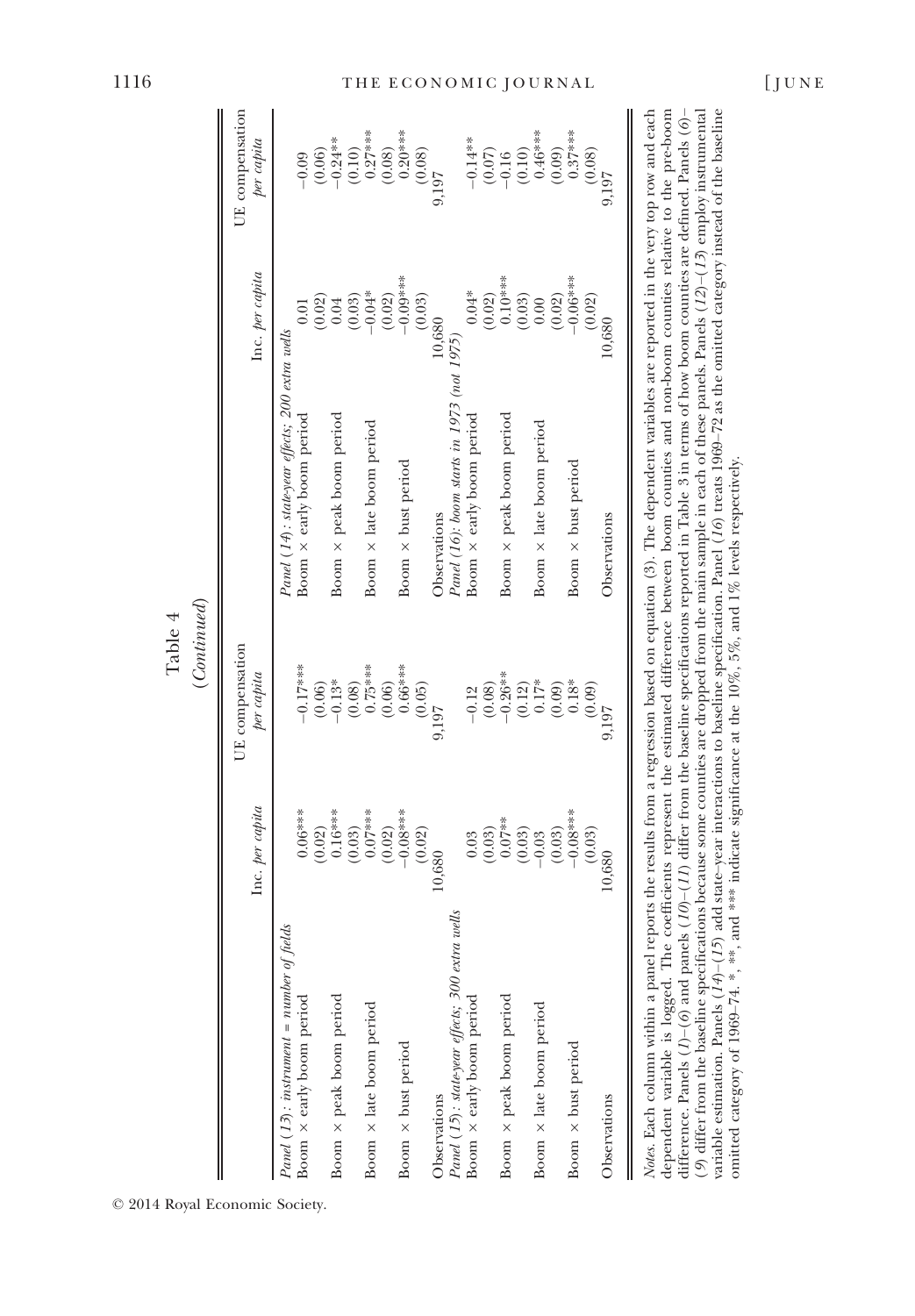Table 4
(*Continued*)

| | Inc. *per capita* | UE compensation *per capita* | | Inc. *per capita* | UE compensation *per capita* |
|---|---|---|---|---|---|
| *Panel (13): instrument = number of fields* | | | *Panel (14): state-year effects; 200 extra wells* | | |
| Boom × early boom period | 0.06*** | −0.17*** | Boom × early boom period | 0.01 | −0.09 |
| | (0.02) | (0.06) | | (0.02) | (0.06) |
| Boom × peak boom period | 0.16*** | −0.13* | Boom × peak boom period | 0.04 | −0.24** |
| | (0.03) | (0.08) | | (0.03) | (0.10) |
| Boom × late boom period | 0.07*** | 0.75*** | Boom × late boom period | −0.04* | 0.27*** |
| | (0.02) | (0.06) | | (0.02) | (0.08) |
| Boom × bust period | −0.08*** | 0.66*** | Boom × bust period | −0.09*** | 0.20*** |
| | (0.02) | (0.05) | | (0.03) | (0.08) |
| Observations | 10,680 | 9,197 | Observations | 10,680 | 9,197 |
| *Panel (15): state-year effects; 300 extra wells* | | | *Panel (16): boom starts in 1973 (not 1975)* | | |
| Boom × early boom period | 0.03 | −0.12 | Boom × early boom period | 0.04* | −0.14** |
| | (0.03) | (0.08) | | (0.02) | (0.07) |
| Boom × peak boom period | 0.07** | −0.26** | Boom × peak boom period | 0.10*** | −0.16 |
| | (0.03) | (0.12) | | (0.03) | (0.10) |
| Boom × late boom period | −0.03 | 0.17* | Boom × late boom period | 0.00 | 0.46*** |
| | (0.03) | (0.09) | | (0.02) | (0.09) |
| Boom × bust period | −0.08*** | 0.18* | Boom × bust period | −0.06*** | 0.37*** |
| | (0.03) | (0.09) | | (0.02) | (0.08) |
| Observations | 10,680 | 9,197 | Observations | 10,680 | 9,197 |

*Notes.* Each column within a panel reports the results from a regression based on equation (3). The dependent variables are reported in the very top row and each dependent variable is logged. The coefficients represent the estimated difference between boom counties and non-boom counties relative to the pre-boom difference. Panels (*1*)–(*6*) and panels (*10*)–(*11*) differ from the baseline specifications reported in Table 3 in terms of how boom counties are defined. Panels (*6*)–(*9*) differ from the baseline specifications because some counties are dropped from the main sample in each of these panels. Panels (*12*)–(*13*) employ instrumental variable estimation. Panels (*14*)–(*15*) add state–year interactions to baseline specification. Panel (*16*) treats 1969–72 as the omitted category instead of the baseline omitted category of 1969–74. *, **, and *** indicate significance at the 10%, 5%, and 1% levels respectively.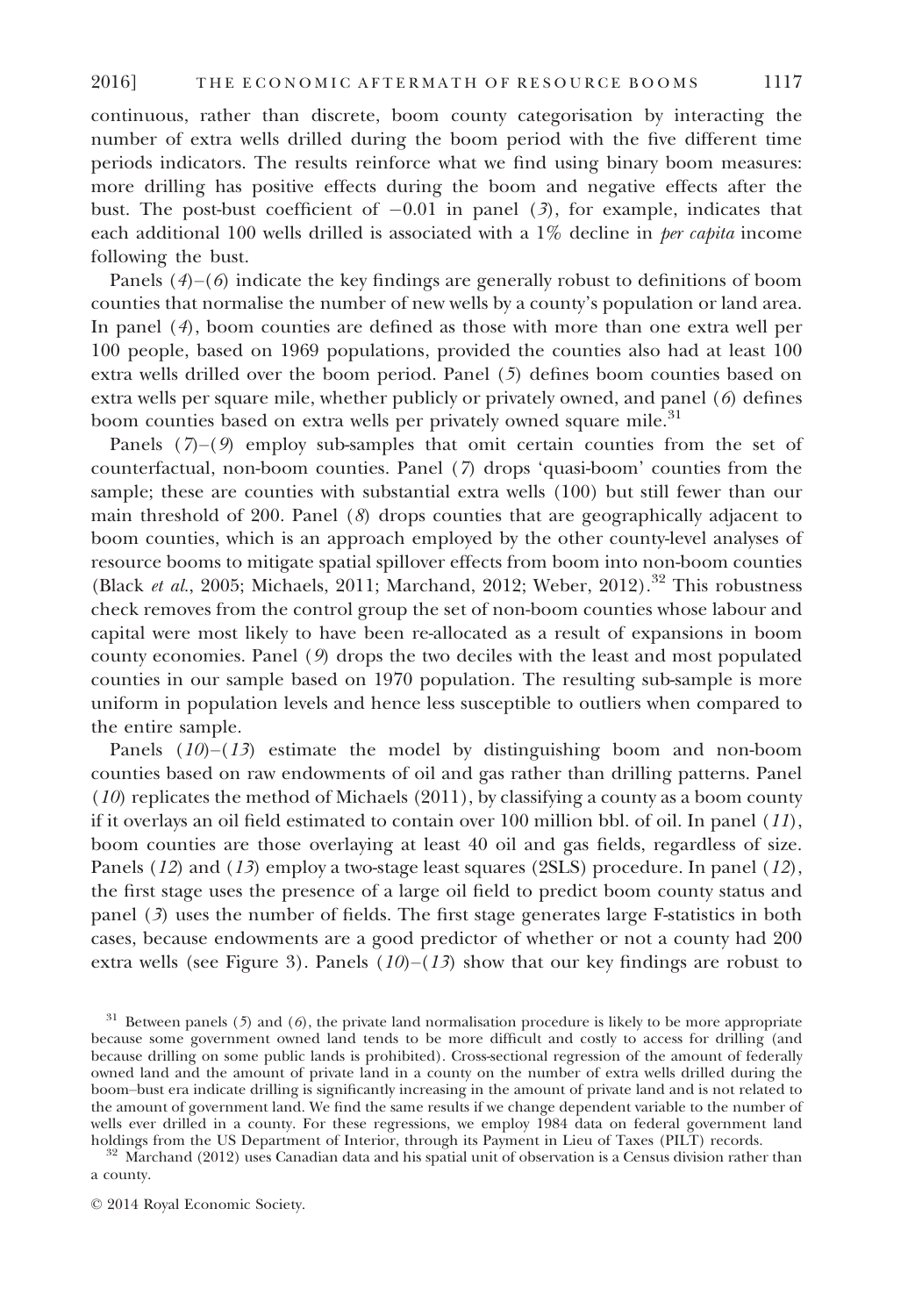continuous, rather than discrete, boom county categorisation by interacting the number of extra wells drilled during the boom period with the five different time periods indicators. The results reinforce what we find using binary boom measures: more drilling has positive effects during the boom and negative effects after the bust. The post-bust coefficient of −0.01 in panel (*3*), for example, indicates that each additional 100 wells drilled is associated with a 1% decline in *per capita* income following the bust.

Panels (*4*)–(*6*) indicate the key findings are generally robust to definitions of boom counties that normalise the number of new wells by a county's population or land area. In panel (*4*), boom counties are defined as those with more than one extra well per 100 people, based on 1969 populations, provided the counties also had at least 100 extra wells drilled over the boom period. Panel (*5*) defines boom counties based on extra wells per square mile, whether publicly or privately owned, and panel (*6*) defines boom counties based on extra wells per privately owned square mile.[31]

Panels (*7*)–(*9*) employ sub-samples that omit certain counties from the set of counterfactual, non-boom counties. Panel (*7*) drops 'quasi-boom' counties from the sample; these are counties with substantial extra wells (100) but still fewer than our main threshold of 200. Panel (*8*) drops counties that are geographically adjacent to boom counties, which is an approach employed by the other county-level analyses of resource booms to mitigate spatial spillover effects from boom into non-boom counties (Black *et al.*, 2005; Michaels, 2011; Marchand, 2012; Weber, 2012).[32] This robustness check removes from the control group the set of non-boom counties whose labour and capital were most likely to have been re-allocated as a result of expansions in boom county economies. Panel (*9*) drops the two deciles with the least and most populated counties in our sample based on 1970 population. The resulting sub-sample is more uniform in population levels and hence less susceptible to outliers when compared to the entire sample.

Panels (*10*)–(*13*) estimate the model by distinguishing boom and non-boom counties based on raw endowments of oil and gas rather than drilling patterns. Panel (*10*) replicates the method of Michaels (2011), by classifying a county as a boom county if it overlays an oil field estimated to contain over 100 million bbl. of oil. In panel (*11*), boom counties are those overlaying at least 40 oil and gas fields, regardless of size. Panels (*12*) and (*13*) employ a two-stage least squares (2SLS) procedure. In panel (*12*), the first stage uses the presence of a large oil field to predict boom county status and panel (*3*) uses the number of fields. The first stage generates large F-statistics in both cases, because endowments are a good predictor of whether or not a county had 200 extra wells (see Figure 3). Panels (*10*)–(*13*) show that our key findings are robust to

[31] Between panels (*5*) and (*6*), the private land normalisation procedure is likely to be more appropriate because some government owned land tends to be more difficult and costly to access for drilling (and because drilling on some public lands is prohibited). Cross-sectional regression of the amount of federally owned land and the amount of private land in a county on the number of extra wells drilled during the boom–bust era indicate drilling is significantly increasing in the amount of private land and is not related to the amount of government land. We find the same results if we change dependent variable to the number of wells ever drilled in a county. For these regressions, we employ 1984 data on federal government land holdings from the US Department of Interior, through its Payment in Lieu of Taxes (PILT) records.

[32] Marchand (2012) uses Canadian data and his spatial unit of observation is a Census division rather than a county.

© 2014 Royal Economic Society.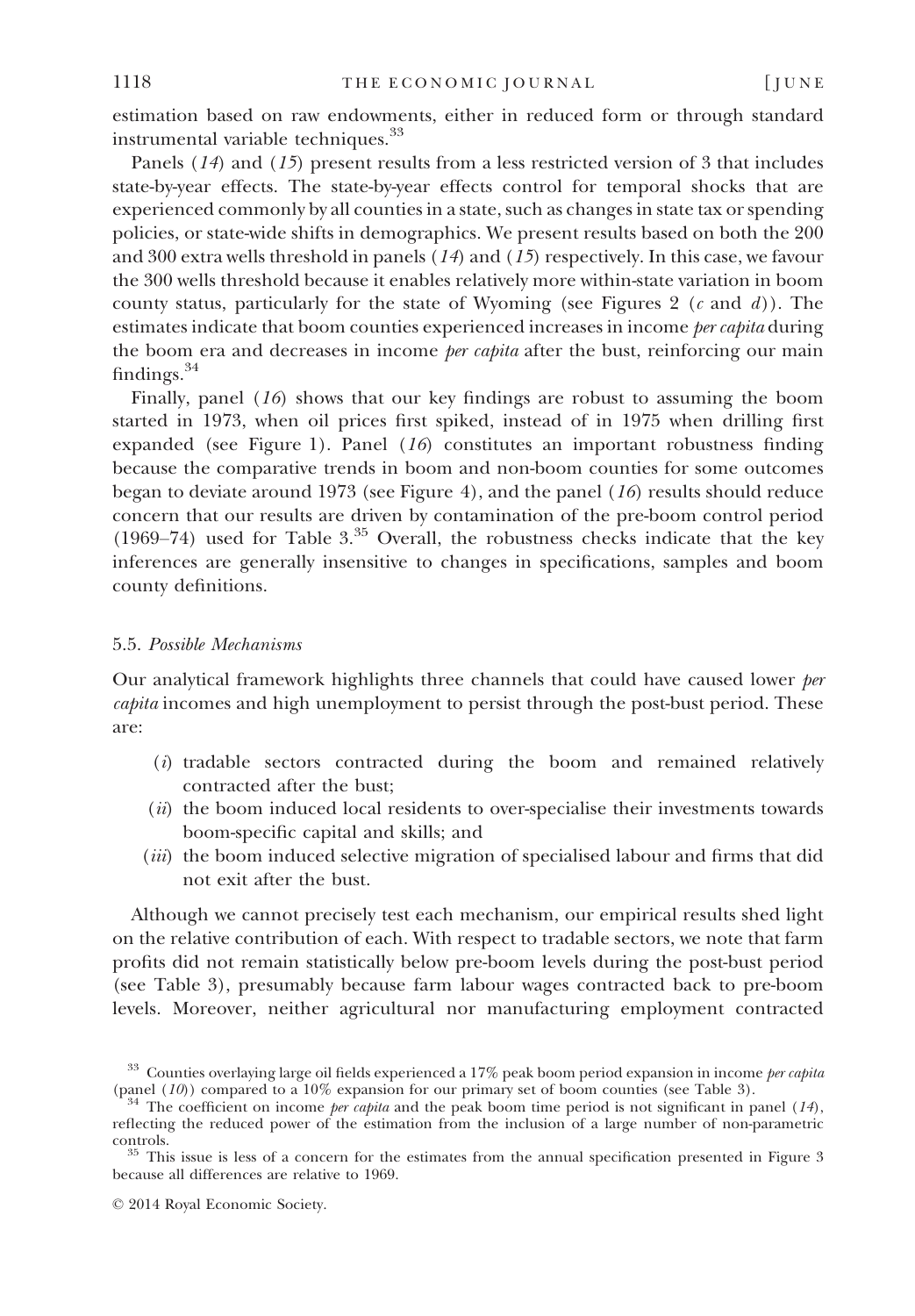estimation based on raw endowments, either in reduced form or through standard instrumental variable techniques.[33]

Panels (*14*) and (*15*) present results from a less restricted version of 3 that includes state-by-year effects. The state-by-year effects control for temporal shocks that are experienced commonly by all counties in a state, such as changes in state tax or spending policies, or state-wide shifts in demographics. We present results based on both the 200 and 300 extra wells threshold in panels (*14*) and (*15*) respectively. In this case, we favour the 300 wells threshold because it enables relatively more within-state variation in boom county status, particularly for the state of Wyoming (see Figures 2 (*c* and *d*)). The estimates indicate that boom counties experienced increases in income *per capita* during the boom era and decreases in income *per capita* after the bust, reinforcing our main findings.[34]

Finally, panel (*16*) shows that our key findings are robust to assuming the boom started in 1973, when oil prices first spiked, instead of in 1975 when drilling first expanded (see Figure 1). Panel (*16*) constitutes an important robustness finding because the comparative trends in boom and non-boom counties for some outcomes began to deviate around 1973 (see Figure 4), and the panel (*16*) results should reduce concern that our results are driven by contamination of the pre-boom control period (1969–74) used for Table 3.[35] Overall, the robustness checks indicate that the key inferences are generally insensitive to changes in specifications, samples and boom county definitions.

### 5.5. *Possible Mechanisms*

Our analytical framework highlights three channels that could have caused lower *per capita* incomes and high unemployment to persist through the post-bust period. These are:

- (*i*) tradable sectors contracted during the boom and remained relatively contracted after the bust;
- (*ii*) the boom induced local residents to over-specialise their investments towards boom-specific capital and skills; and
- (*iii*) the boom induced selective migration of specialised labour and firms that did not exit after the bust.

Although we cannot precisely test each mechanism, our empirical results shed light on the relative contribution of each. With respect to tradable sectors, we note that farm profits did not remain statistically below pre-boom levels during the post-bust period (see Table 3), presumably because farm labour wages contracted back to pre-boom levels. Moreover, neither agricultural nor manufacturing employment contracted

[33] Counties overlaying large oil fields experienced a 17% peak boom period expansion in income *per capita* (panel (*10*)) compared to a 10% expansion for our primary set of boom counties (see Table 3).

[34] The coefficient on income *per capita* and the peak boom time period is not significant in panel (*14*), reflecting the reduced power of the estimation from the inclusion of a large number of non-parametric controls.

[35] This issue is less of a concern for the estimates from the annual specification presented in Figure 3 because all differences are relative to 1969.

© 2014 Royal Economic Society.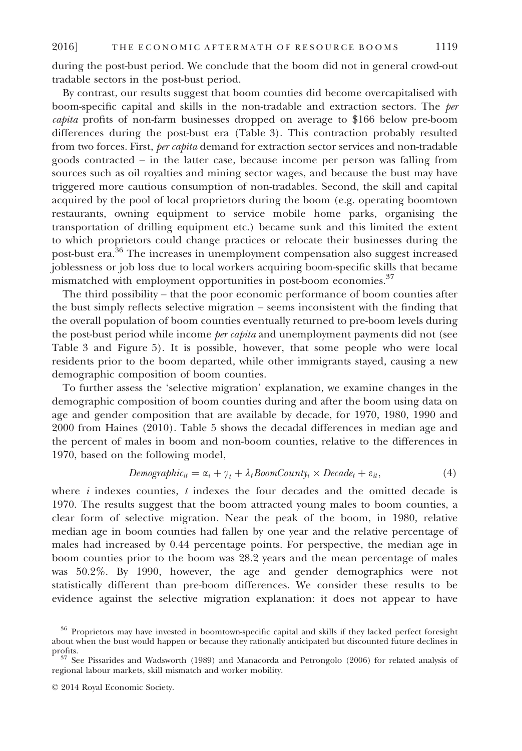during the post-bust period. We conclude that the boom did not in general crowd-out tradable sectors in the post-bust period.

By contrast, our results suggest that boom counties did become overcapitalised with boom-specific capital and skills in the non-tradable and extraction sectors. The *per capita* profits of non-farm businesses dropped on average to \$166 below pre-boom differences during the post-bust era (Table 3). This contraction probably resulted from two forces. First, *per capita* demand for extraction sector services and non-tradable goods contracted – in the latter case, because income per person was falling from sources such as oil royalties and mining sector wages, and because the bust may have triggered more cautious consumption of non-tradables. Second, the skill and capital acquired by the pool of local proprietors during the boom (e.g. operating boomtown restaurants, owning equipment to service mobile home parks, organising the transportation of drilling equipment etc.) became sunk and this limited the extent to which proprietors could change practices or relocate their businesses during the post-bust era.[36] The increases in unemployment compensation also suggest increased joblessness or job loss due to local workers acquiring boom-specific skills that became mismatched with employment opportunities in post-boom economies.[37]

The third possibility – that the poor economic performance of boom counties after the bust simply reflects selective migration – seems inconsistent with the finding that the overall population of boom counties eventually returned to pre-boom levels during the post-bust period while income *per capita* and unemployment payments did not (see Table 3 and Figure 5). It is possible, however, that some people who were local residents prior to the boom departed, while other immigrants stayed, causing a new demographic composition of boom counties.

To further assess the 'selective migration' explanation, we examine changes in the demographic composition of boom counties during and after the boom using data on age and gender composition that are available by decade, for 1970, 1980, 1990 and 2000 from Haines (2010). Table 5 shows the decadal differences in median age and the percent of males in boom and non-boom counties, relative to the differences in 1970, based on the following model,

$$Demographic_{it} = \alpha_i + \gamma_t + \lambda_t BoomCounty_i \times Decade_t + \varepsilon_{it}, \tag{4}$$

where $i$ indexes counties, $t$ indexes the four decades and the omitted decade is 1970. The results suggest that the boom attracted young males to boom counties, a clear form of selective migration. Near the peak of the boom, in 1980, relative median age in boom counties had fallen by one year and the relative percentage of males had increased by 0.44 percentage points. For perspective, the median age in boom counties prior to the boom was 28.2 years and the mean percentage of males was 50.2%. By 1990, however, the age and gender demographics were not statistically different than pre-boom differences. We consider these results to be evidence against the selective migration explanation: it does not appear to have

[36] Proprietors may have invested in boomtown-specific capital and skills if they lacked perfect foresight about when the bust would happen or because they rationally anticipated but discounted future declines in profits.

[37] See Pissarides and Wadsworth (1989) and Manacorda and Petrongolo (2006) for related analysis of regional labour markets, skill mismatch and worker mobility.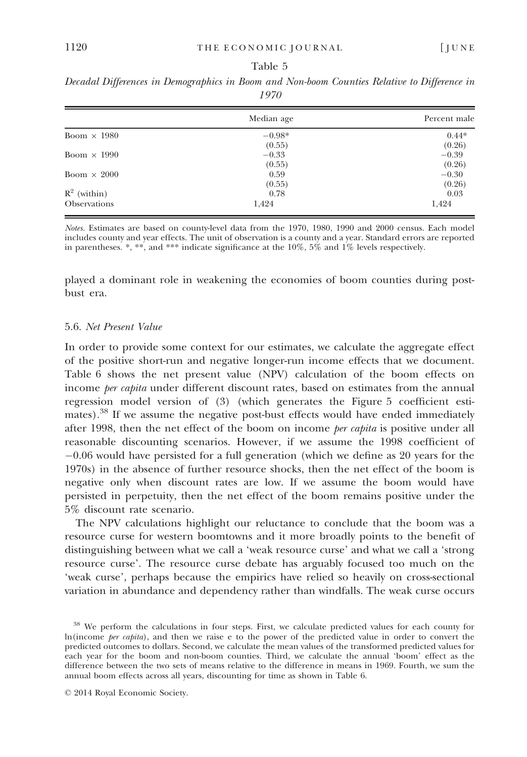Table 5

*Decadal Differences in Demographics in Boom and Non-boom Counties Relative to Difference in 1970*

| | Median age | Percent male |
|---|---|---|
| Boom × 1980 | −0.98* | 0.44* |
| | (0.55) | (0.26) |
| Boom × 1990 | −0.33 | −0.39 |
| | (0.55) | (0.26) |
| Boom × 2000 | 0.59 | −0.30 |
| | (0.55) | (0.26) |
| $R^2$ (within) | 0.78 | 0.03 |
| Observations | 1,424 | 1,424 |

*Notes.* Estimates are based on county-level data from the 1970, 1980, 1990 and 2000 census. Each model includes county and year effects. The unit of observation is a county and a year. Standard errors are reported in parentheses. *, **, and *** indicate significance at the 10%, 5% and 1% levels respectively.

played a dominant role in weakening the economies of boom counties during post-bust era.

### 5.6. *Net Present Value*

In order to provide some context for our estimates, we calculate the aggregate effect of the positive short-run and negative longer-run income effects that we document. Table 6 shows the net present value (NPV) calculation of the boom effects on income *per capita* under different discount rates, based on estimates from the annual regression model version of (3) (which generates the Figure 5 coefficient estimates).[38] If we assume the negative post-bust effects would have ended immediately after 1998, then the net effect of the boom on income *per capita* is positive under all reasonable discounting scenarios. However, if we assume the 1998 coefficient of −0.06 would have persisted for a full generation (which we define as 20 years for the 1970s) in the absence of further resource shocks, then the net effect of the boom is negative only when discount rates are low. If we assume the boom would have persisted in perpetuity, then the net effect of the boom remains positive under the 5% discount rate scenario.

The NPV calculations highlight our reluctance to conclude that the boom was a resource curse for western boomtowns and it more broadly points to the benefit of distinguishing between what we call a 'weak resource curse' and what we call a 'strong resource curse'. The resource curse debate has arguably focused too much on the 'weak curse', perhaps because the empirics have relied so heavily on cross-sectional variation in abundance and dependency rather than windfalls. The weak curse occurs

[38] We perform the calculations in four steps. First, we calculate predicted values for each county for ln(income *per capita*), and then we raise e to the power of the predicted value in order to convert the predicted outcomes to dollars. Second, we calculate the mean values of the transformed predicted values for each year for the boom and non-boom counties. Third, we calculate the annual 'boom' effect as the difference between the two sets of means relative to the difference in means in 1969. Fourth, we sum the annual boom effects across all years, discounting for time as shown in Table 6.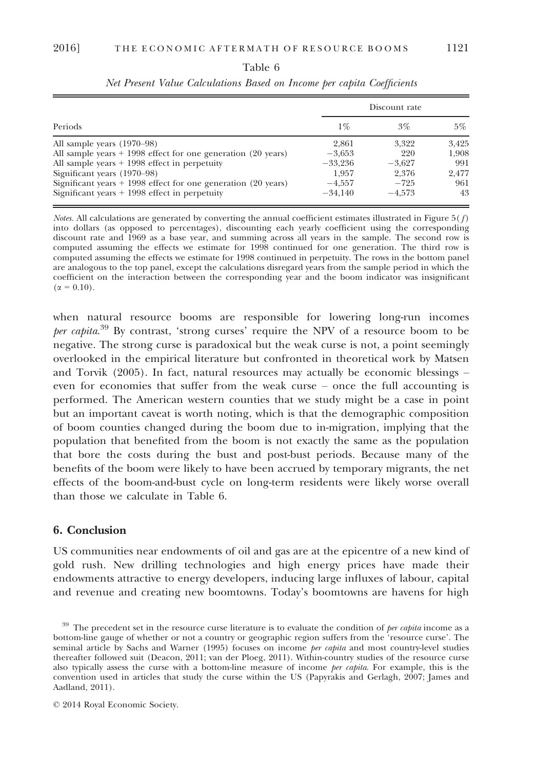Table 6

*Net Present Value Calculations Based on Income per capita Coefficients*

| Periods | Discount rate | | |
|---|---|---|---|
| | 1% | 3% | 5% |
| All sample years (1970–98) | 2,861 | 3,322 | 3,425 |
| All sample years + 1998 effect for one generation (20 years) | −3,653 | 220 | 1,908 |
| All sample years + 1998 effect in perpetuity | −33,236 | −3,627 | 991 |
| Significant years (1970–98) | 1,957 | 2,376 | 2,477 |
| Significant years + 1998 effect for one generation (20 years) | −4,557 | −725 | 961 |
| Significant years + 1998 effect in perpetuity | −34,140 | −4,573 | 43 |

*Notes.* All calculations are generated by converting the annual coefficient estimates illustrated in Figure 5(*f*) into dollars (as opposed to percentages), discounting each yearly coefficient using the corresponding discount rate and 1969 as a base year, and summing across all years in the sample. The second row is computed assuming the effects we estimate for 1998 continued for one generation. The third row is computed assuming the effects we estimate for 1998 continued in perpetuity. The rows in the bottom panel are analogous to the top panel, except the calculations disregard years from the sample period in which the coefficient on the interaction between the corresponding year and the boom indicator was insignificant ($\alpha = 0.10$).

when natural resource booms are responsible for lowering long-run incomes *per capita*.[39] By contrast, 'strong curses' require the NPV of a resource boom to be negative. The strong curse is paradoxical but the weak curse is not, a point seemingly overlooked in the empirical literature but confronted in theoretical work by Matsen and Torvik (2005). In fact, natural resources may actually be economic blessings – even for economies that suffer from the weak curse – once the full accounting is performed. The American western counties that we study might be a case in point but an important caveat is worth noting, which is that the demographic composition of boom counties changed during the boom due to in-migration, implying that the population that benefited from the boom is not exactly the same as the population that bore the costs during the bust and post-bust periods. Because many of the benefits of the boom were likely to have been accrued by temporary migrants, the net effects of the boom-and-bust cycle on long-term residents were likely worse overall than those we calculate in Table 6.

## 6. Conclusion

US communities near endowments of oil and gas are at the epicentre of a new kind of gold rush. New drilling technologies and high energy prices have made their endowments attractive to energy developers, inducing large influxes of labour, capital and revenue and creating new boomtowns. Today's boomtowns are havens for high

[39] The precedent set in the resource curse literature is to evaluate the condition of *per capita* income as a bottom-line gauge of whether or not a country or geographic region suffers from the 'resource curse'. The seminal article by Sachs and Warner (1995) focuses on income *per capita* and most country-level studies thereafter followed suit (Deacon, 2011; van der Ploeg, 2011). Within-country studies of the resource curse also typically assess the curse with a bottom-line measure of income *per capita*. For example, this is the convention used in articles that study the curse within the US (Papyrakis and Gerlagh, 2007; James and Aadland, 2011).

© 2014 Royal Economic Society.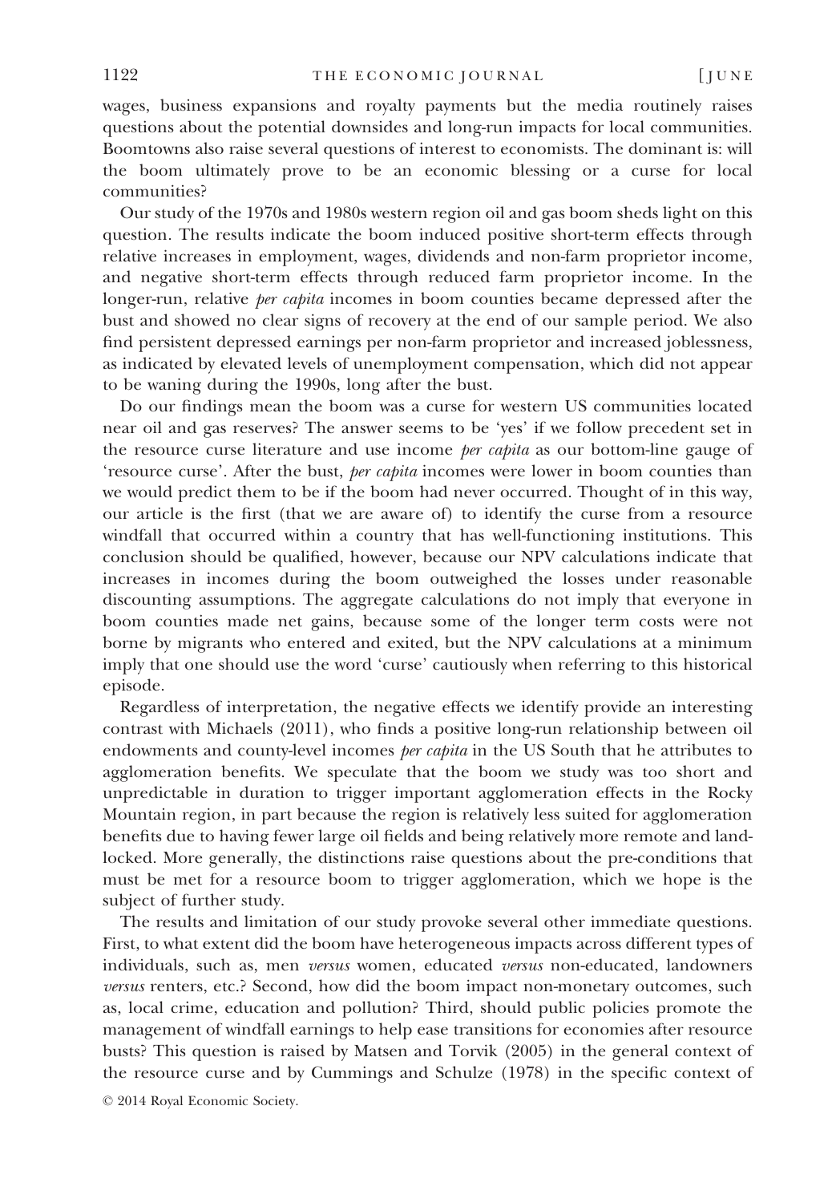wages, business expansions and royalty payments but the media routinely raises questions about the potential downsides and long-run impacts for local communities. Boomtowns also raise several questions of interest to economists. The dominant is: will the boom ultimately prove to be an economic blessing or a curse for local communities?

Our study of the 1970s and 1980s western region oil and gas boom sheds light on this question. The results indicate the boom induced positive short-term effects through relative increases in employment, wages, dividends and non-farm proprietor income, and negative short-term effects through reduced farm proprietor income. In the longer-run, relative *per capita* incomes in boom counties became depressed after the bust and showed no clear signs of recovery at the end of our sample period. We also find persistent depressed earnings per non-farm proprietor and increased joblessness, as indicated by elevated levels of unemployment compensation, which did not appear to be waning during the 1990s, long after the bust.

Do our findings mean the boom was a curse for western US communities located near oil and gas reserves? The answer seems to be 'yes' if we follow precedent set in the resource curse literature and use income *per capita* as our bottom-line gauge of 'resource curse'. After the bust, *per capita* incomes were lower in boom counties than we would predict them to be if the boom had never occurred. Thought of in this way, our article is the first (that we are aware of) to identify the curse from a resource windfall that occurred within a country that has well-functioning institutions. This conclusion should be qualified, however, because our NPV calculations indicate that increases in incomes during the boom outweighed the losses under reasonable discounting assumptions. The aggregate calculations do not imply that everyone in boom counties made net gains, because some of the longer term costs were not borne by migrants who entered and exited, but the NPV calculations at a minimum imply that one should use the word 'curse' cautiously when referring to this historical episode.

Regardless of interpretation, the negative effects we identify provide an interesting contrast with Michaels (2011), who finds a positive long-run relationship between oil endowments and county-level incomes *per capita* in the US South that he attributes to agglomeration benefits. We speculate that the boom we study was too short and unpredictable in duration to trigger important agglomeration effects in the Rocky Mountain region, in part because the region is relatively less suited for agglomeration benefits due to having fewer large oil fields and being relatively more remote and landlocked. More generally, the distinctions raise questions about the pre-conditions that must be met for a resource boom to trigger agglomeration, which we hope is the subject of further study.

The results and limitation of our study provoke several other immediate questions. First, to what extent did the boom have heterogeneous impacts across different types of individuals, such as, men *versus* women, educated *versus* non-educated, landowners *versus* renters, etc.? Second, how did the boom impact non-monetary outcomes, such as, local crime, education and pollution? Third, should public policies promote the management of windfall earnings to help ease transitions for economies after resource busts? This question is raised by Matsen and Torvik (2005) in the general context of the resource curse and by Cummings and Schulze (1978) in the specific context of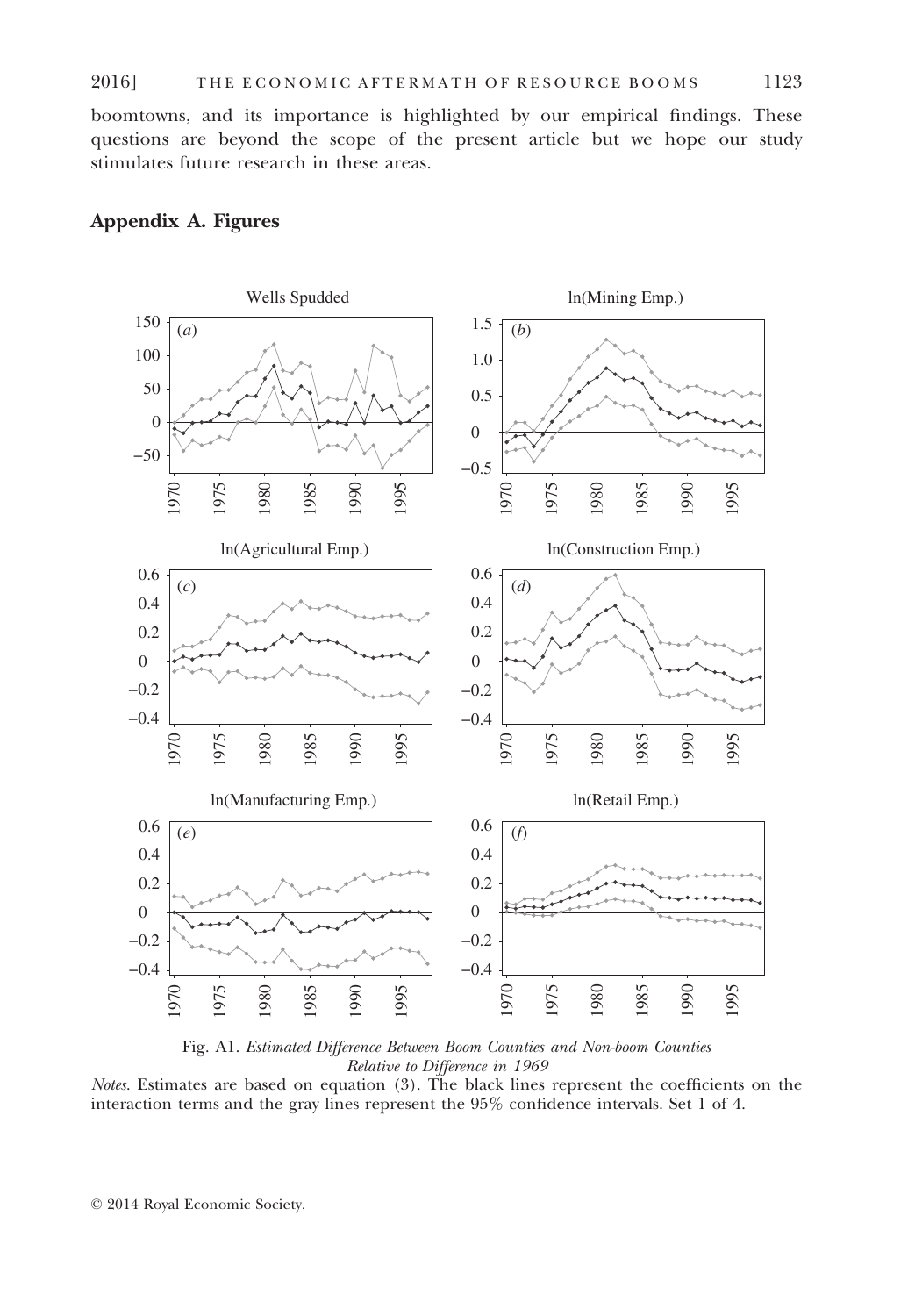boomtowns, and its importance is highlighted by our empirical findings. These questions are beyond the scope of the present article but we hope our study stimulates future research in these areas.

## Appendix A. Figures

Fig. A1. *Estimated Difference Between Boom Counties and Non-boom Counties Relative to Difference in 1969*

*Notes*. Estimates are based on equation (3). The black lines represent the coefficients on the interaction terms and the gray lines represent the 95% confidence intervals. Set 1 of 4.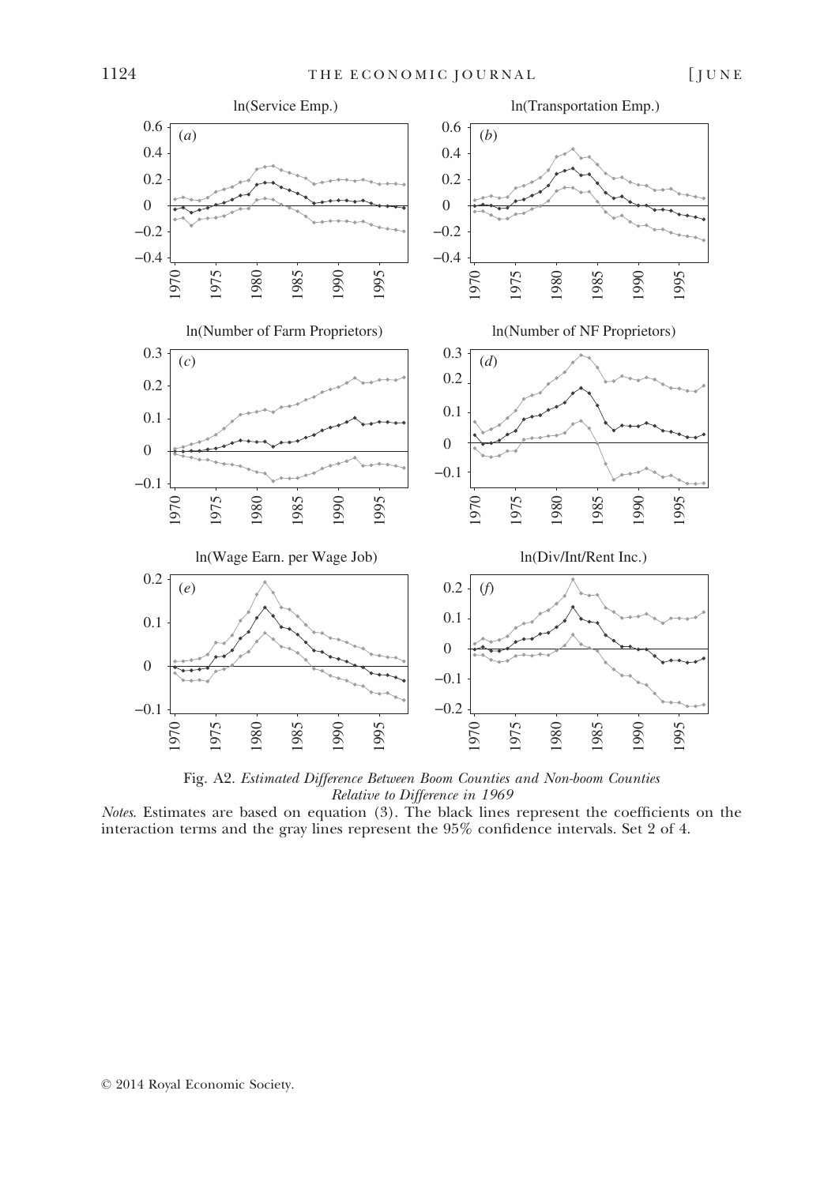Fig. A2. *Estimated Difference Between Boom Counties and Non-boom Counties Relative to Difference in 1969*

*Notes*. Estimates are based on equation (3). The black lines represent the coefficients on the interaction terms and the gray lines represent the 95% confidence intervals. Set 2 of 4.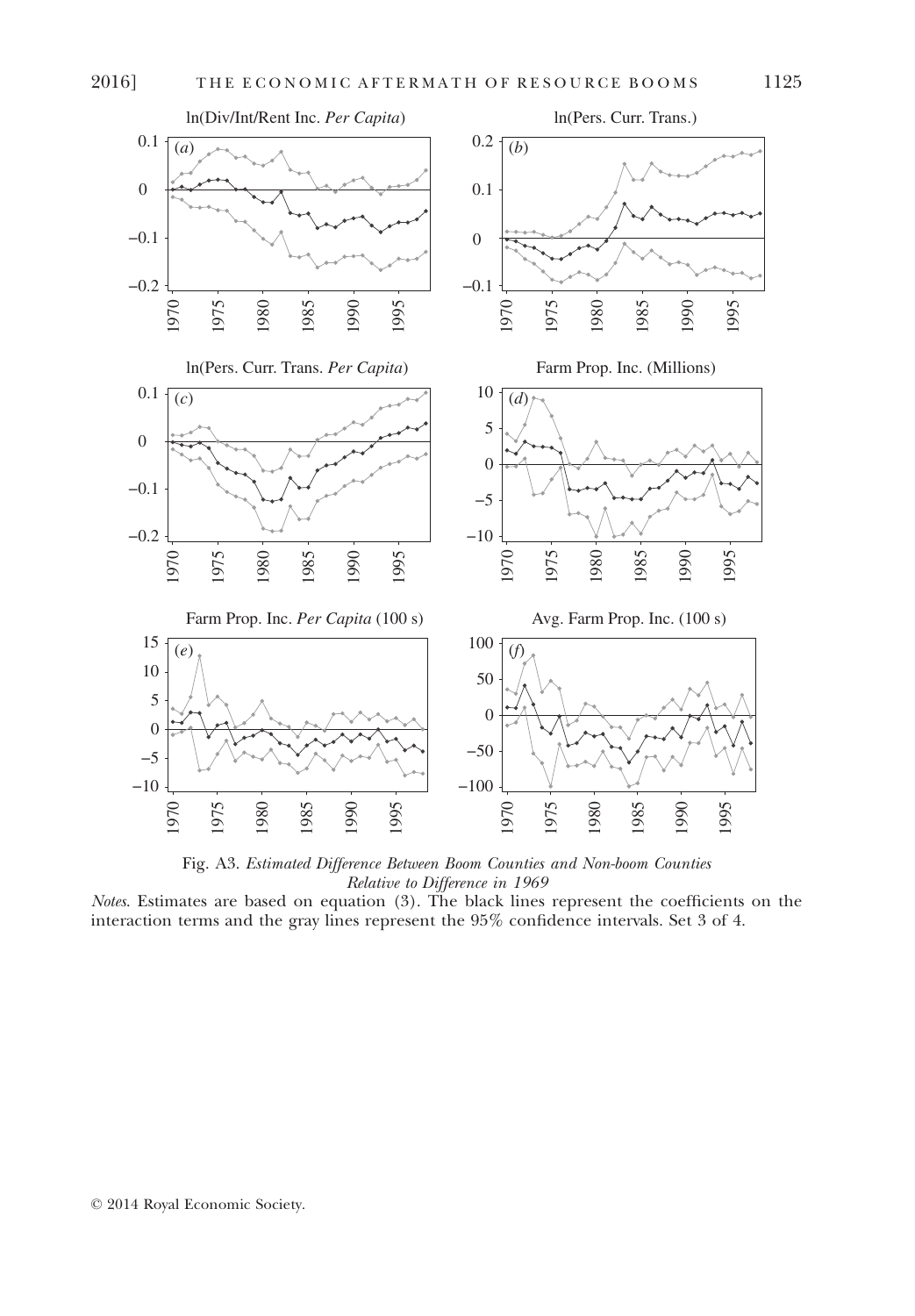Fig. A3. *Estimated Difference Between Boom Counties and Non-boom Counties Relative to Difference in 1969*

*Notes*. Estimates are based on equation (3). The black lines represent the coefficients on the interaction terms and the gray lines represent the 95% confidence intervals. Set 3 of 4.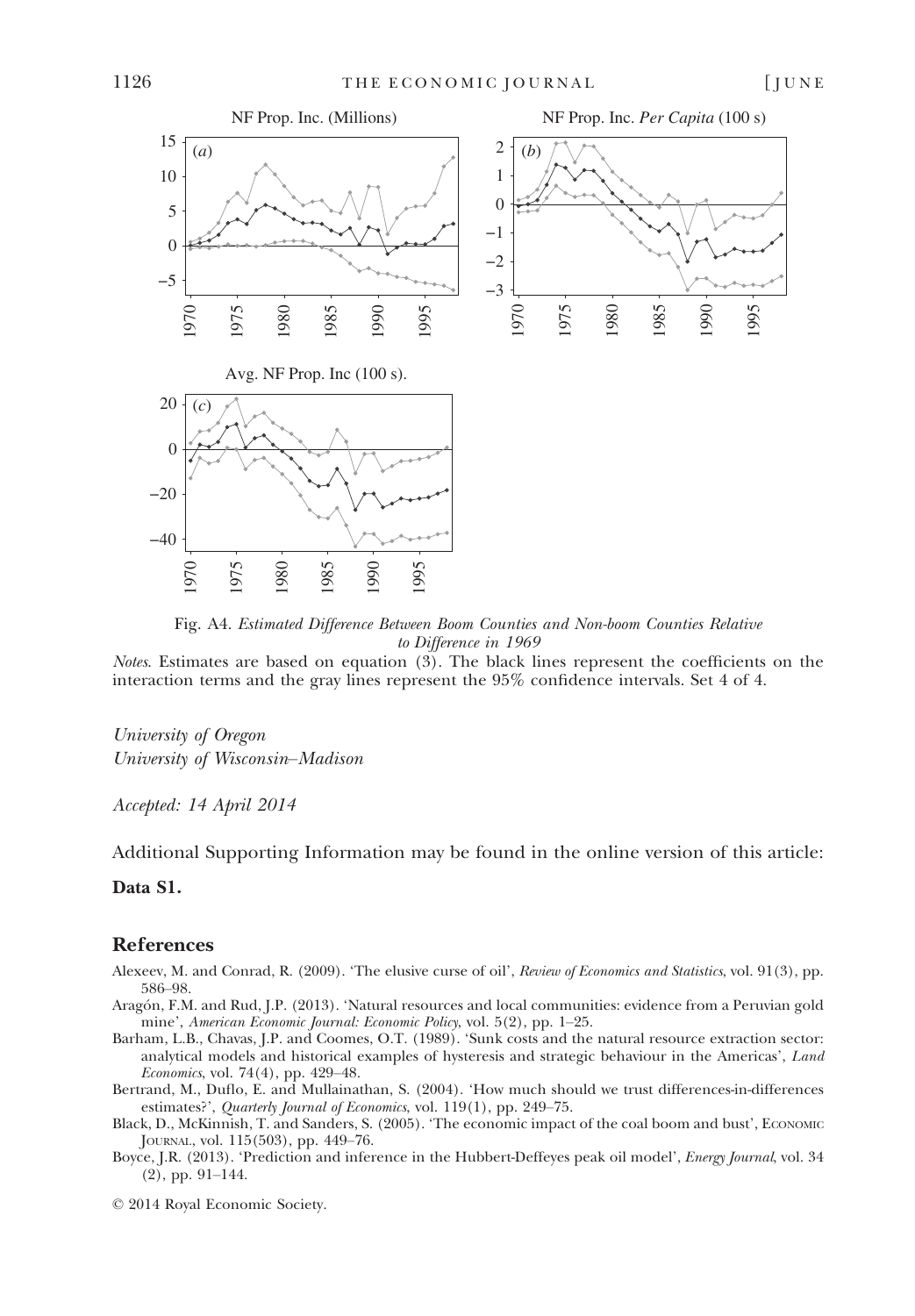Fig. A4. *Estimated Difference Between Boom Counties and Non-boom Counties Relative to Difference in 1969*

*Notes*. Estimates are based on equation (3). The black lines represent the coefficients on the interaction terms and the gray lines represent the 95% confidence intervals. Set 4 of 4.

*University of Oregon*
*University of Wisconsin–Madison*

*Accepted: 14 April 2014*

Additional Supporting Information may be found in the online version of this article:

**Data S1.**

## References

Alexeev, M. and Conrad, R. (2009). 'The elusive curse of oil', *Review of Economics and Statistics*, vol. 91(3), pp. 586–98.

Aragón, F.M. and Rud, J.P. (2013). 'Natural resources and local communities: evidence from a Peruvian gold mine', *American Economic Journal: Economic Policy*, vol. 5(2), pp. 1–25.

Barham, L.B., Chavas, J.P. and Coomes, O.T. (1989). 'Sunk costs and the natural resource extraction sector: analytical models and historical examples of hysteresis and strategic behaviour in the Americas', *Land Economics*, vol. 74(4), pp. 429–48.

Bertrand, M., Duflo, E. and Mullainathan, S. (2004). 'How much should we trust differences-in-differences estimates?', *Quarterly Journal of Economics*, vol. 119(1), pp. 249–75.

Black, D., McKinnish, T. and Sanders, S. (2005). 'The economic impact of the coal boom and bust', Economic Journal, vol. 115(503), pp. 449–76.

Boyce, J.R. (2013). 'Prediction and inference in the Hubbert-Deffeyes peak oil model', *Energy Journal*, vol. 34 (2), pp. 91–144.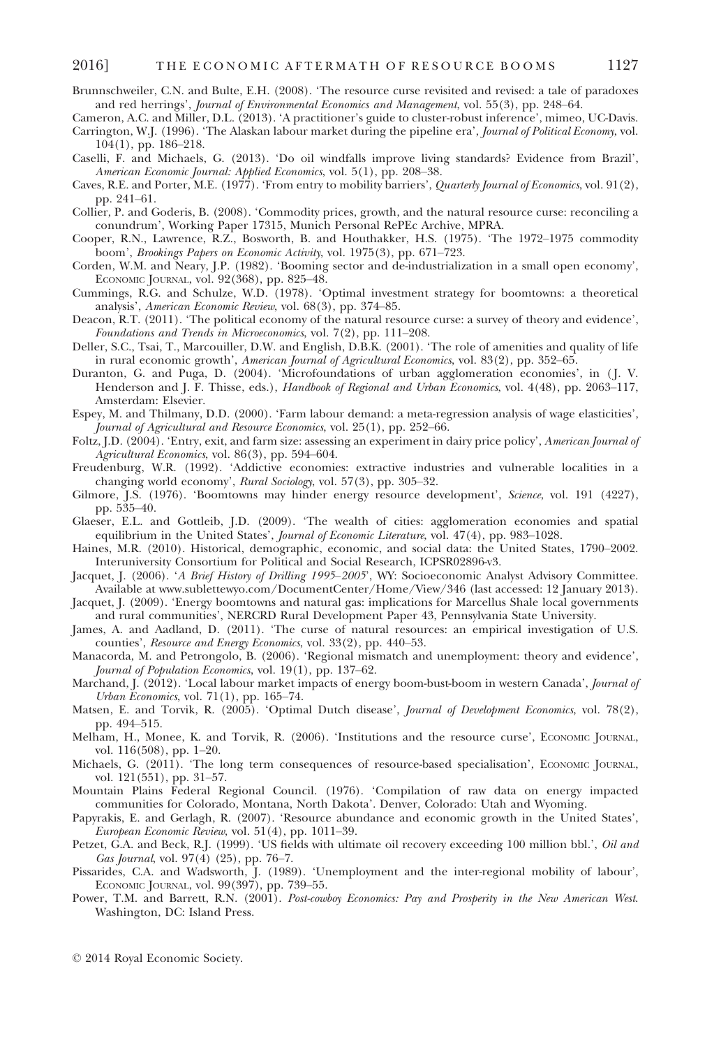Brunnschweiler, C.N. and Bulte, E.H. (2008). 'The resource curse revisited and revised: a tale of paradoxes and red herrings', *Journal of Environmental Economics and Management*, vol. 55(3), pp. 248–64.

Cameron, A.C. and Miller, D.L. (2013). 'A practitioner's guide to cluster-robust inference', mimeo, UC-Davis.

Carrington, W.J. (1996). 'The Alaskan labour market during the pipeline era', *Journal of Political Economy*, vol. 104(1), pp. 186–218.

Caselli, F. and Michaels, G. (2013). 'Do oil windfalls improve living standards? Evidence from Brazil', *American Economic Journal: Applied Economics*, vol. 5(1), pp. 208–38.

Caves, R.E. and Porter, M.E. (1977). 'From entry to mobility barriers', *Quarterly Journal of Economics*, vol. 91(2), pp. 241–61.

Collier, P. and Goderis, B. (2008). 'Commodity prices, growth, and the natural resource curse: reconciling a conundrum', Working Paper 17315, Munich Personal RePEc Archive, MPRA.

Cooper, R.N., Lawrence, R.Z., Bosworth, B. and Houthakker, H.S. (1975). 'The 1972–1975 commodity boom', *Brookings Papers on Economic Activity*, vol. 1975(3), pp. 671–723.

Corden, W.M. and Neary, J.P. (1982). 'Booming sector and de-industrialization in a small open economy', Economic Journal, vol. 92(368), pp. 825–48.

Cummings, R.G. and Schulze, W.D. (1978). 'Optimal investment strategy for boomtowns: a theoretical analysis', *American Economic Review*, vol. 68(3), pp. 374–85.

Deacon, R.T. (2011). 'The political economy of the natural resource curse: a survey of theory and evidence', *Foundations and Trends in Microeconomics*, vol. 7(2), pp. 111–208.

Deller, S.C., Tsai, T., Marcouiller, D.W. and English, D.B.K. (2001). 'The role of amenities and quality of life in rural economic growth', *American Journal of Agricultural Economics*, vol. 83(2), pp. 352–65.

Duranton, G. and Puga, D. (2004). 'Microfoundations of urban agglomeration economies', in (J. V. Henderson and J. F. Thisse, eds.), *Handbook of Regional and Urban Economics*, vol. 4(48), pp. 2063–117, Amsterdam: Elsevier.

Espey, M. and Thilmany, D.D. (2000). 'Farm labour demand: a meta-regression analysis of wage elasticities', *Journal of Agricultural and Resource Economics*, vol. 25(1), pp. 252–66.

Foltz, J.D. (2004). 'Entry, exit, and farm size: assessing an experiment in dairy price policy', *American Journal of Agricultural Economics*, vol. 86(3), pp. 594–604.

Freudenburg, W.R. (1992). 'Addictive economies: extractive industries and vulnerable localities in a changing world economy', *Rural Sociology*, vol. 57(3), pp. 305–32.

Gilmore, J.S. (1976). 'Boomtowns may hinder energy resource development', *Science*, vol. 191 (4227), pp. 535–40.

Glaeser, E.L. and Gottlieb, J.D. (2009). 'The wealth of cities: agglomeration economies and spatial equilibrium in the United States', *Journal of Economic Literature*, vol. 47(4), pp. 983–1028.

Haines, M.R. (2010). Historical, demographic, economic, and social data: the United States, 1790–2002. Interuniversity Consortium for Political and Social Research, ICPSR02896-v3.

Jacquet, J. (2006). '*A Brief History of Drilling 1995–2005*', WY: Socioeconomic Analyst Advisory Committee. Available at www.sublettewyo.com/DocumentCenter/Home/View/346 (last accessed: 12 January 2013).

Jacquet, J. (2009). 'Energy boomtowns and natural gas: implications for Marcellus Shale local governments and rural communities', NERCRD Rural Development Paper 43, Pennsylvania State University.

James, A. and Aadland, D. (2011). 'The curse of natural resources: an empirical investigation of U.S. counties', *Resource and Energy Economics*, vol. 33(2), pp. 440–53.

Manacorda, M. and Petrongolo, B. (2006). 'Regional mismatch and unemployment: theory and evidence', *Journal of Population Economics*, vol. 19(1), pp. 137–62.

Marchand, J. (2012). 'Local labour market impacts of energy boom-bust-boom in western Canada', *Journal of Urban Economics*, vol. 71(1), pp. 165–74.

Matsen, E. and Torvik, R. (2005). 'Optimal Dutch disease', *Journal of Development Economics*, vol. 78(2), pp. 494–515.

Melham, H., Monee, K. and Torvik, R. (2006). 'Institutions and the resource curse', Economic Journal, vol. 116(508), pp. 1–20.

Michaels, G. (2011). 'The long term consequences of resource-based specialisation', Economic Journal, vol. 121(551), pp. 31–57.

Mountain Plains Federal Regional Council. (1976). 'Compilation of raw data on energy impacted communities for Colorado, Montana, North Dakota'. Denver, Colorado: Utah and Wyoming.

Papyrakis, E. and Gerlagh, R. (2007). 'Resource abundance and economic growth in the United States', *European Economic Review*, vol. 51(4), pp. 1011–39.

Petzet, G.A. and Beck, R.J. (1999). 'US fields with ultimate oil recovery exceeding 100 million bbl.', *Oil and Gas Journal*, vol. 97(4) (25), pp. 76–7.

Pissarides, C.A. and Wadsworth, J. (1989). 'Unemployment and the inter-regional mobility of labour', Economic Journal, vol. 99(397), pp. 739–55.

Power, T.M. and Barrett, R.N. (2001). *Post-cowboy Economics: Pay and Prosperity in the New American West*. Washington, DC: Island Press.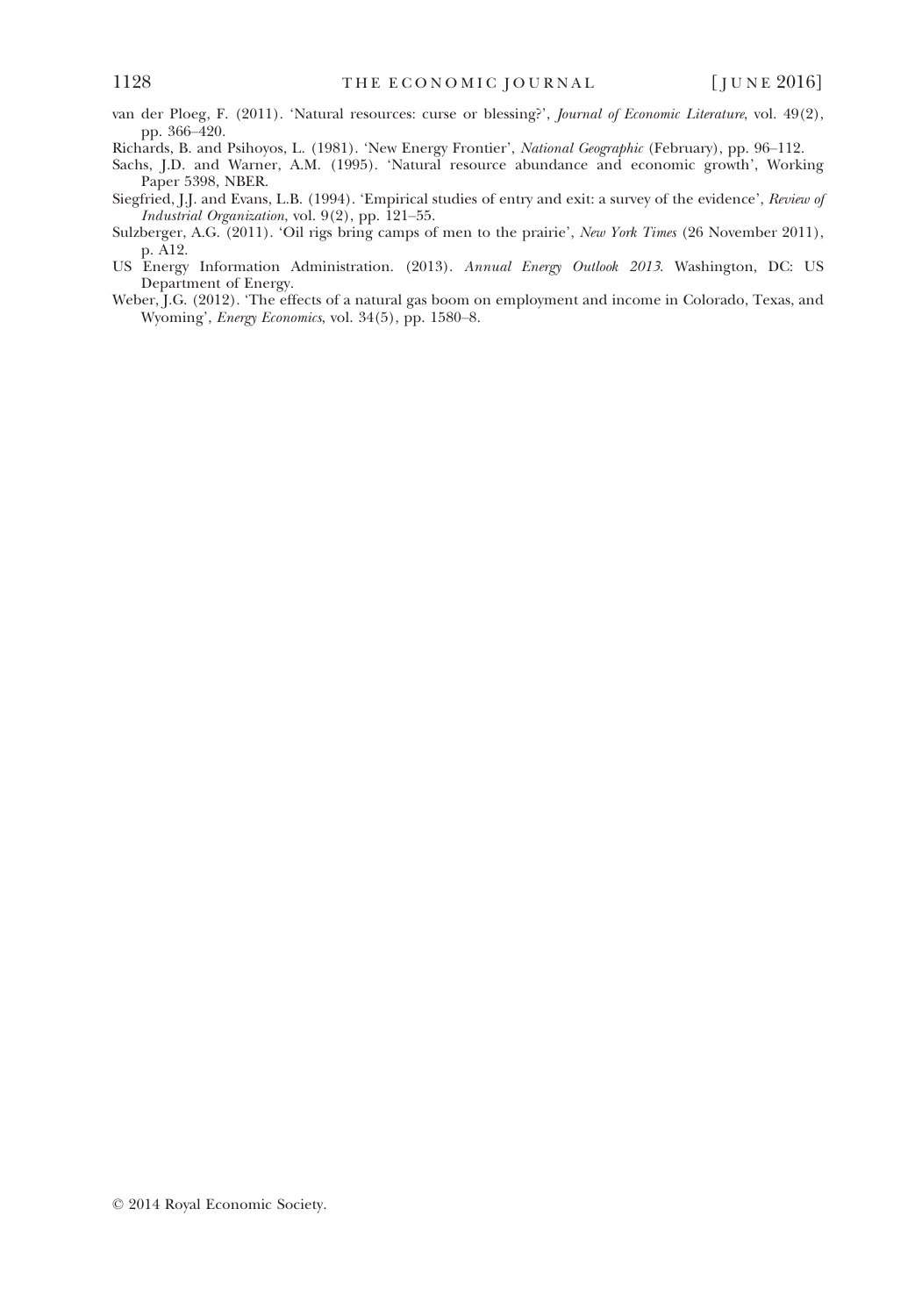van der Ploeg, F. (2011). 'Natural resources: curse or blessing?', *Journal of Economic Literature*, vol. 49(2), pp. 366–420.

Richards, B. and Psihoyos, L. (1981). 'New Energy Frontier', *National Geographic* (February), pp. 96–112.

Sachs, J.D. and Warner, A.M. (1995). 'Natural resource abundance and economic growth', Working Paper 5398, NBER.

Siegfried, J.J. and Evans, L.B. (1994). 'Empirical studies of entry and exit: a survey of the evidence', *Review of Industrial Organization*, vol. 9(2), pp. 121–55.

Sulzberger, A.G. (2011). 'Oil rigs bring camps of men to the prairie', *New York Times* (26 November 2011), p. A12.

US Energy Information Administration. (2013). *Annual Energy Outlook 2013*. Washington, DC: US Department of Energy.

Weber, J.G. (2012). 'The effects of a natural gas boom on employment and income in Colorado, Texas, and Wyoming', *Energy Economics*, vol. 34(5), pp. 1580–8.

© 2014 Royal Economic Society.